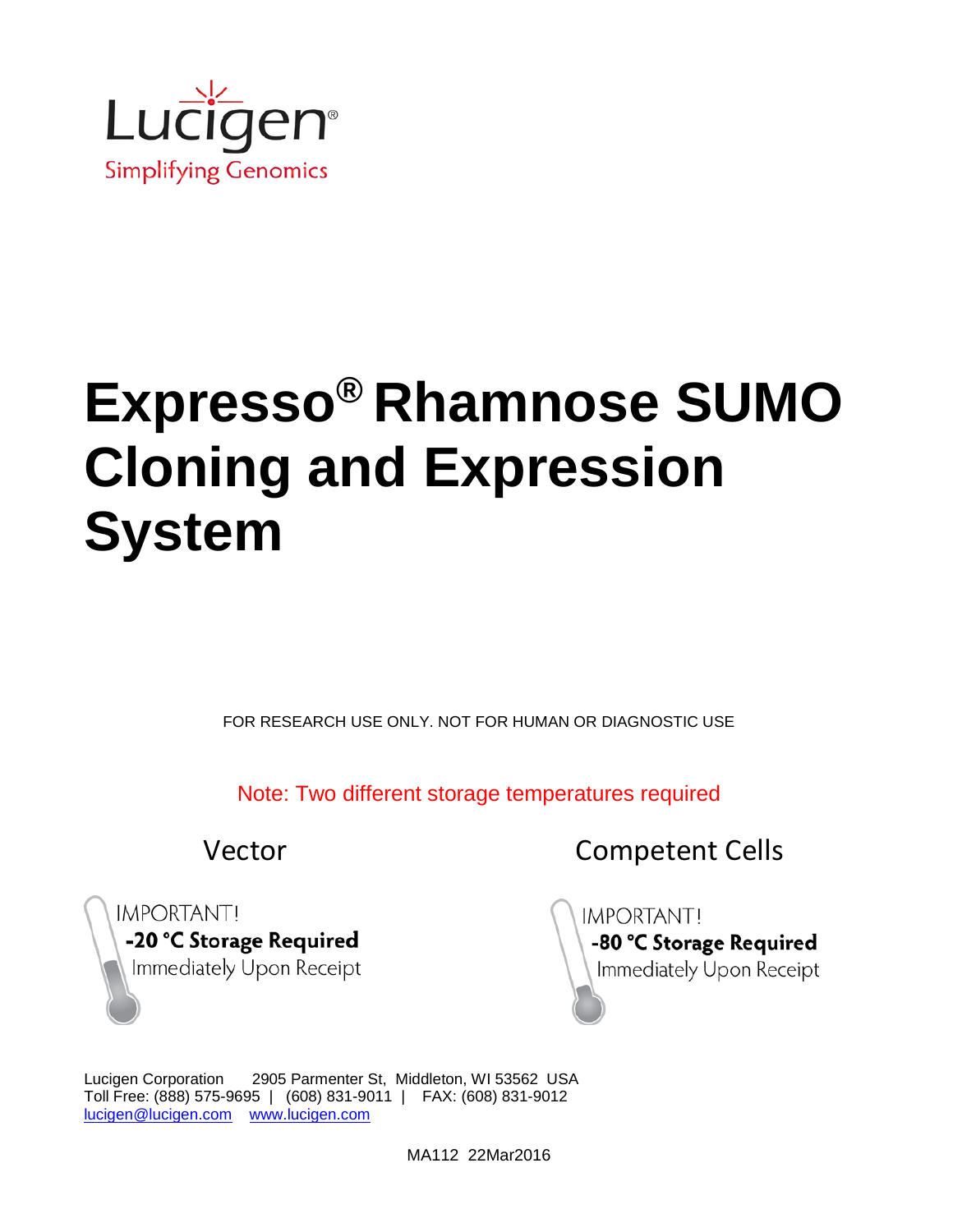Lucigen®

Simplifying Genomics

# Expresso® Rhamnose SUMO Cloning and Expression System

FOR RESEARCH USE ONLY. NOT FOR HUMAN OR DIAGNOSTIC USE

Note: Two different storage temperatures required

| Vector | Competent Cells |
|---|---|
| IMPORTANT! **-20 °C Storage Required** Immediately Upon Receipt | IMPORTANT! **-80 °C Storage Required** Immediately Upon Receipt |

Lucigen Corporation 2905 Parmenter St, Middleton, WI 53562 USA
Toll Free: (888) 575-9695 | (608) 831-9011 | FAX: (608) 831-9012
lucigen@lucigen.com www.lucigen.com

MA112 22Mar2016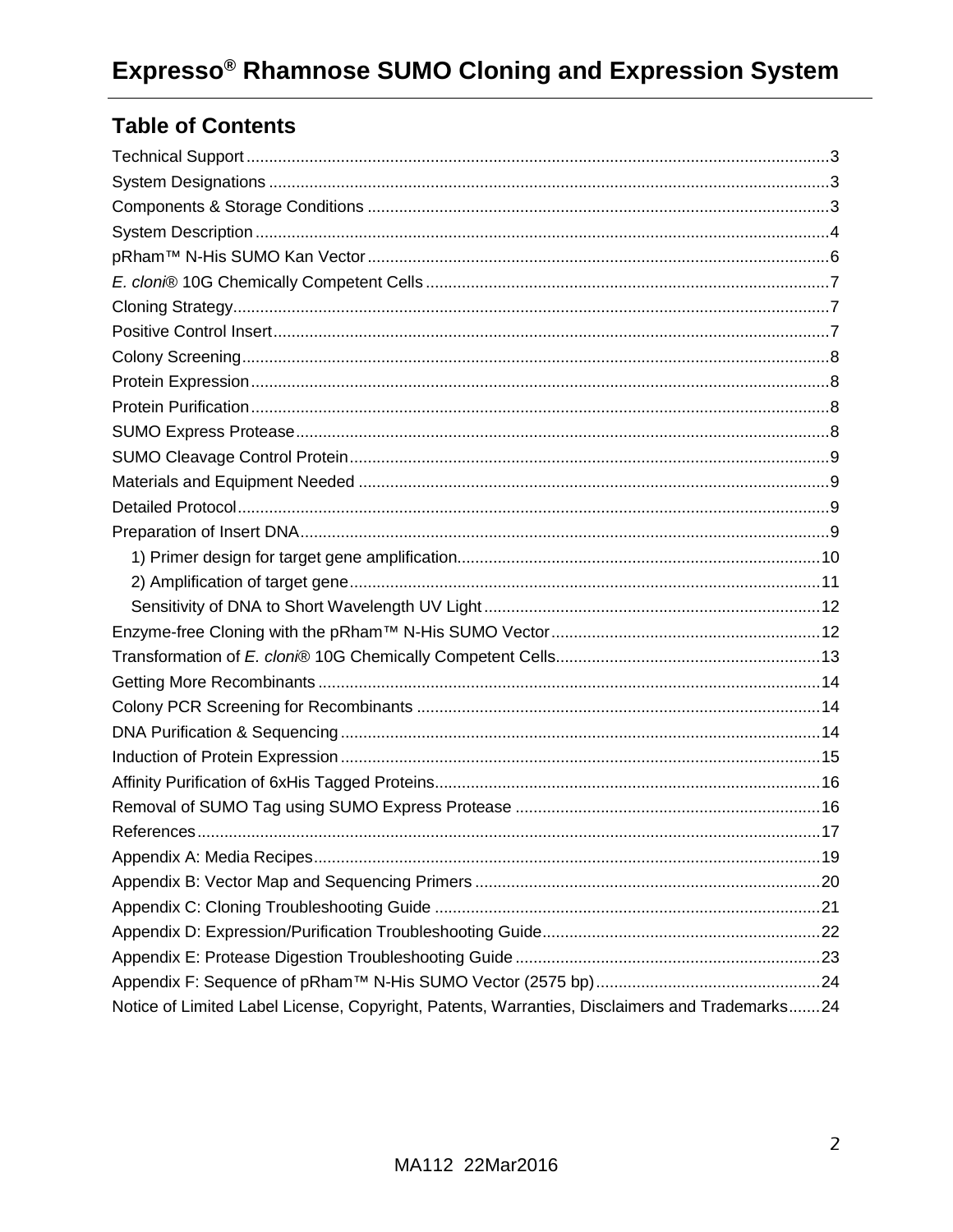# Expresso® Rhamnose SUMO Cloning and Expression System

## Table of Contents

Technical Support ........ 3
System Designations ........ 3
Components & Storage Conditions ........ 3
System Description ........ 4
pRham™ N-His SUMO Kan Vector ........ 6
*E. cloni*® 10G Chemically Competent Cells ........ 7
Cloning Strategy ........ 7
Positive Control Insert ........ 7
Colony Screening ........ 8
Protein Expression ........ 8
Protein Purification ........ 8
SUMO Express Protease ........ 8
SUMO Cleavage Control Protein ........ 9
Materials and Equipment Needed ........ 9
Detailed Protocol ........ 9
Preparation of Insert DNA ........ 9
- 1) Primer design for target gene amplification ........ 10
- 2) Amplification of target gene ........ 11
- Sensitivity of DNA to Short Wavelength UV Light ........ 12

Enzyme-free Cloning with the pRham™ N-His SUMO Vector ........ 12
Transformation of *E. cloni*® 10G Chemically Competent Cells ........ 13
Getting More Recombinants ........ 14
Colony PCR Screening for Recombinants ........ 14
DNA Purification & Sequencing ........ 14
Induction of Protein Expression ........ 15
Affinity Purification of 6xHis Tagged Proteins ........ 16
Removal of SUMO Tag using SUMO Express Protease ........ 16
References ........ 17
Appendix A: Media Recipes ........ 19
Appendix B: Vector Map and Sequencing Primers ........ 20
Appendix C: Cloning Troubleshooting Guide ........ 21
Appendix D: Expression/Purification Troubleshooting Guide ........ 22
Appendix E: Protease Digestion Troubleshooting Guide ........ 23
Appendix F: Sequence of pRham™ N-His SUMO Vector (2575 bp) ........ 24
Notice of Limited Label License, Copyright, Patents, Warranties, Disclaimers and Trademarks ........ 24

MA112 22Mar2016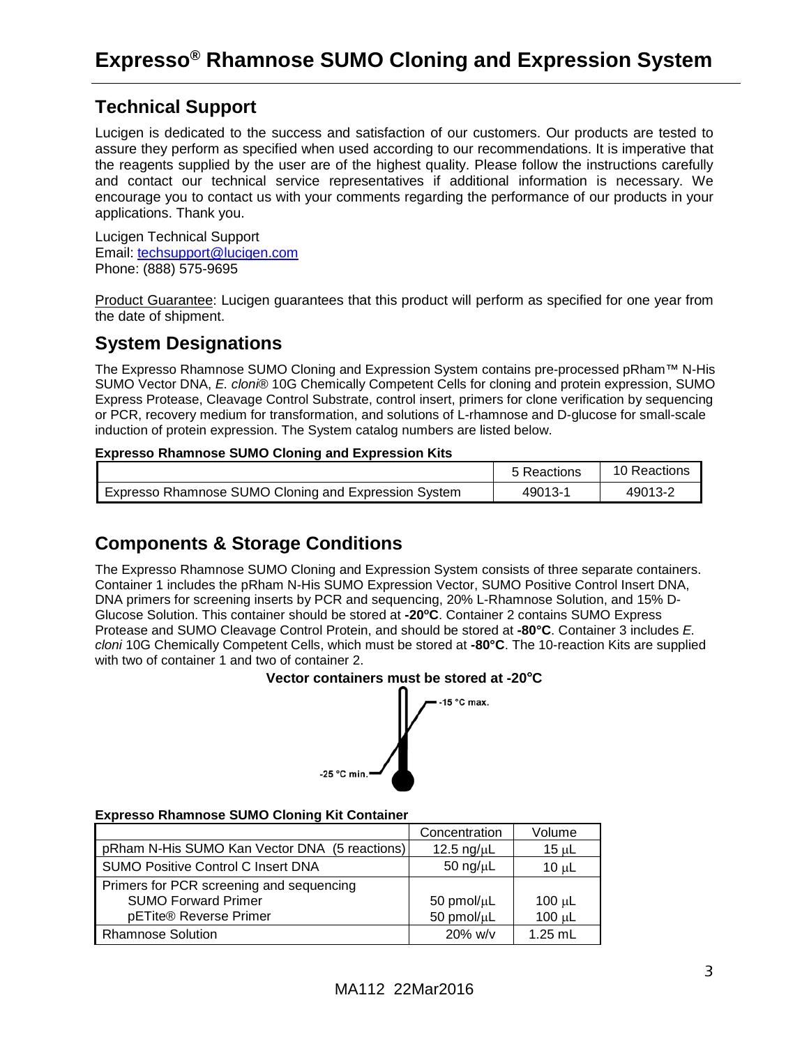# Expresso® Rhamnose SUMO Cloning and Expression System

## Technical Support

Lucigen is dedicated to the success and satisfaction of our customers. Our products are tested to assure they perform as specified when used according to our recommendations. It is imperative that the reagents supplied by the user are of the highest quality. Please follow the instructions carefully and contact our technical service representatives if additional information is necessary. We encourage you to contact us with your comments regarding the performance of our products in your applications. Thank you.

Lucigen Technical Support
Email: techsupport@lucigen.com
Phone: (888) 575-9695

Product Guarantee: Lucigen guarantees that this product will perform as specified for one year from the date of shipment.

## System Designations

The Expresso Rhamnose SUMO Cloning and Expression System contains pre-processed pRham™ N-His SUMO Vector DNA, *E. cloni*® 10G Chemically Competent Cells for cloning and protein expression, SUMO Express Protease, Cleavage Control Substrate, control insert, primers for clone verification by sequencing or PCR, recovery medium for transformation, and solutions of L-rhamnose and D-glucose for small-scale induction of protein expression. The System catalog numbers are listed below.

**Expresso Rhamnose SUMO Cloning and Expression Kits**

| | 5 Reactions | 10 Reactions |
|---|---|---|
| Expresso Rhamnose SUMO Cloning and Expression System | 49013-1 | 49013-2 |

## Components & Storage Conditions

The Expresso Rhamnose SUMO Cloning and Expression System consists of three separate containers. Container 1 includes the pRham N-His SUMO Expression Vector, SUMO Positive Control Insert DNA, DNA primers for screening inserts by PCR and sequencing, 20% L-Rhamnose Solution, and 15% D-Glucose Solution. This container should be stored at **-20ºC**. Container 2 contains SUMO Express Protease and SUMO Cleavage Control Protein, and should be stored at **-80°C**. Container 3 includes *E. cloni* 10G Chemically Competent Cells, which must be stored at **-80°C**. The 10-reaction Kits are supplied with two of container 1 and two of container 2.

**Vector containers must be stored at -20°C**

-15 °C max.

-25 °C min.

**Expresso Rhamnose SUMO Cloning Kit Container**

| | Concentration | Volume |
|---|---|---|
| pRham N-His SUMO Kan Vector DNA (5 reactions) | 12.5 ng/µL | 15 µL |
| SUMO Positive Control C Insert DNA | 50 ng/µL | 10 µL |
| Primers for PCR screening and sequencing<br>SUMO Forward Primer<br>pETite® Reverse Primer | <br>50 pmol/µL<br>50 pmol/µL | <br>100 µL<br>100 µL |
| Rhamnose Solution | 20% w/v | 1.25 mL |

MA112 22Mar2016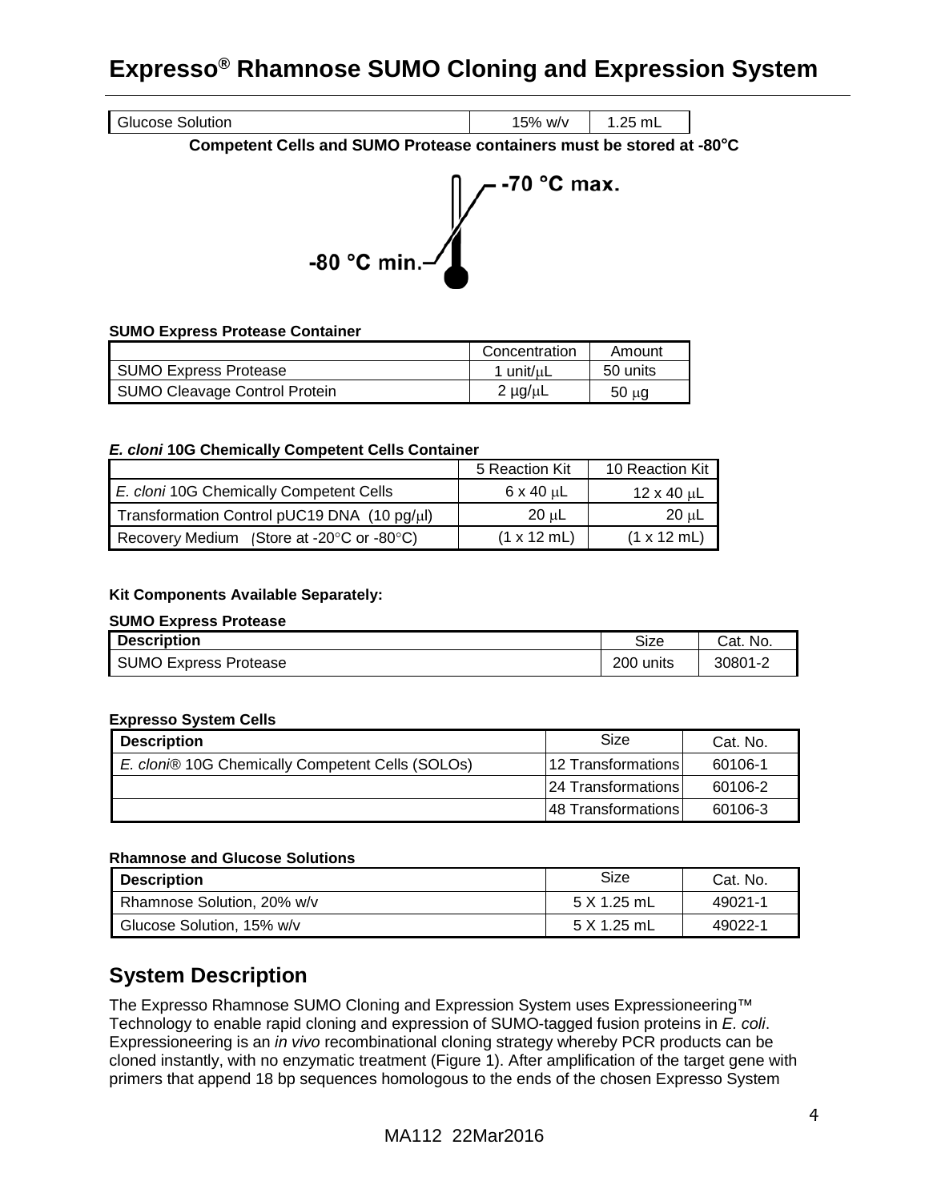| Glucose Solution | 15% w/v | 1.25 mL |
|---|---|---|

**Competent Cells and SUMO Protease containers must be stored at -80°C**

-70 °C max.

-80 °C min.

**SUMO Express Protease Container**

| | Concentration | Amount |
|---|---|---|
| SUMO Express Protease | 1 unit/μL | 50 units |
| SUMO Cleavage Control Protein | 2 μg/μL | 50 μg |

***E. cloni*** **10G Chemically Competent Cells Container**

| | 5 Reaction Kit | 10 Reaction Kit |
|---|---|---|
| *E. cloni* 10G Chemically Competent Cells | 6 x 40 μL | 12 x 40 μL |
| Transformation Control pUC19 DNA (10 pg/μl) | 20 μL | 20 μL |
| Recovery Medium (Store at -20°C or -80°C) | (1 x 12 mL) | (1 x 12 mL) |

**Kit Components Available Separately:**

**SUMO Express Protease**

| Description | Size | Cat. No. |
|---|---|---|
| SUMO Express Protease | 200 units | 30801-2 |

**Expresso System Cells**

| Description | Size | Cat. No. |
|---|---|---|
| *E. cloni*® 10G Chemically Competent Cells (SOLOs) | 12 Transformations | 60106-1 |
| | 24 Transformations | 60106-2 |
| | 48 Transformations | 60106-3 |

**Rhamnose and Glucose Solutions**

| Description | Size | Cat. No. |
|---|---|---|
| Rhamnose Solution, 20% w/v | 5 X 1.25 mL | 49021-1 |
| Glucose Solution, 15% w/v | 5 X 1.25 mL | 49022-1 |

## System Description

The Expresso Rhamnose SUMO Cloning and Expression System uses Expressioneering™ Technology to enable rapid cloning and expression of SUMO-tagged fusion proteins in *E. coli*. Expressioneering is an *in vivo* recombinational cloning strategy whereby PCR products can be cloned instantly, with no enzymatic treatment (Figure 1). After amplification of the target gene with primers that append 18 bp sequences homologous to the ends of the chosen Expresso System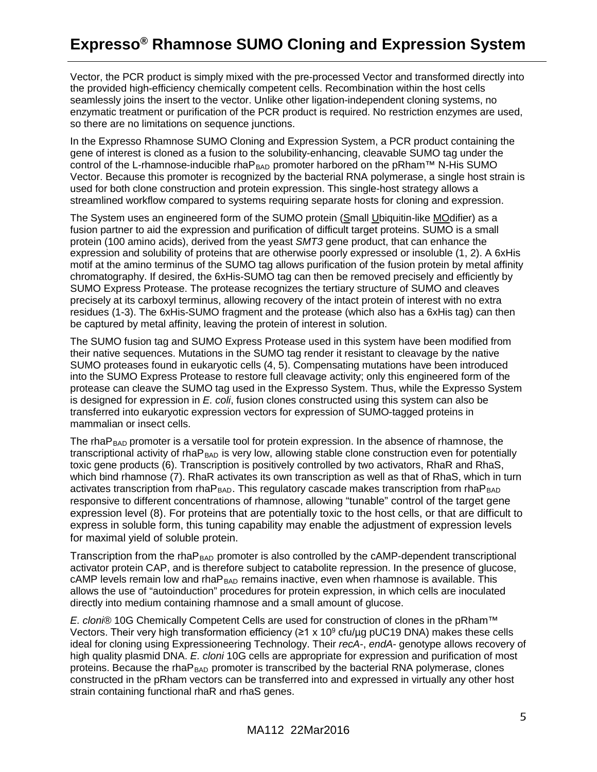Vector, the PCR product is simply mixed with the pre-processed Vector and transformed directly into the provided high-efficiency chemically competent cells. Recombination within the host cells seamlessly joins the insert to the vector. Unlike other ligation-independent cloning systems, no enzymatic treatment or purification of the PCR product is required. No restriction enzymes are used, so there are no limitations on sequence junctions.

In the Expresso Rhamnose SUMO Cloning and Expression System, a PCR product containing the gene of interest is cloned as a fusion to the solubility-enhancing, cleavable SUMO tag under the control of the L-rhamnose-inducible rhaP$_{BAD}$ promoter harbored on the pRham™ N-His SUMO Vector. Because this promoter is recognized by the bacterial RNA polymerase, a single host strain is used for both clone construction and protein expression. This single-host strategy allows a streamlined workflow compared to systems requiring separate hosts for cloning and expression.

The System uses an engineered form of the SUMO protein (Small Ubiquitin-like MOdifier) as a fusion partner to aid the expression and purification of difficult target proteins. SUMO is a small protein (100 amino acids), derived from the yeast *SMT3* gene product, that can enhance the expression and solubility of proteins that are otherwise poorly expressed or insoluble (1, 2). A 6xHis motif at the amino terminus of the SUMO tag allows purification of the fusion protein by metal affinity chromatography. If desired, the 6xHis-SUMO tag can then be removed precisely and efficiently by SUMO Express Protease. The protease recognizes the tertiary structure of SUMO and cleaves precisely at its carboxyl terminus, allowing recovery of the intact protein of interest with no extra residues (1-3). The 6xHis-SUMO fragment and the protease (which also has a 6xHis tag) can then be captured by metal affinity, leaving the protein of interest in solution.

The SUMO fusion tag and SUMO Express Protease used in this system have been modified from their native sequences. Mutations in the SUMO tag render it resistant to cleavage by the native SUMO proteases found in eukaryotic cells (4, 5). Compensating mutations have been introduced into the SUMO Express Protease to restore full cleavage activity; only this engineered form of the protease can cleave the SUMO tag used in the Expresso System. Thus, while the Expresso System is designed for expression in *E. coli*, fusion clones constructed using this system can also be transferred into eukaryotic expression vectors for expression of SUMO-tagged proteins in mammalian or insect cells.

The rhaP$_{BAD}$ promoter is a versatile tool for protein expression. In the absence of rhamnose, the transcriptional activity of rhaP$_{BAD}$ is very low, allowing stable clone construction even for potentially toxic gene products (6). Transcription is positively controlled by two activators, RhaR and RhaS, which bind rhamnose (7). RhaR activates its own transcription as well as that of RhaS, which in turn activates transcription from rhaP$_{BAD}$. This regulatory cascade makes transcription from rhaP$_{BAD}$ responsive to different concentrations of rhamnose, allowing "tunable" control of the target gene expression level (8). For proteins that are potentially toxic to the host cells, or that are difficult to express in soluble form, this tuning capability may enable the adjustment of expression levels for maximal yield of soluble protein.

Transcription from the rhaP$_{BAD}$ promoter is also controlled by the cAMP-dependent transcriptional activator protein CAP, and is therefore subject to catabolite repression. In the presence of glucose, cAMP levels remain low and rhaP$_{BAD}$ remains inactive, even when rhamnose is available. This allows the use of "autoinduction" procedures for protein expression, in which cells are inoculated directly into medium containing rhamnose and a small amount of glucose.

*E. cloni*® 10G Chemically Competent Cells are used for construction of clones in the pRham™ Vectors. Their very high transformation efficiency (≥1 x $10^9$ cfu/µg pUC19 DNA) makes these cells ideal for cloning using Expressioneering Technology. Their *recA*-, *endA*- genotype allows recovery of high quality plasmid DNA. *E. cloni* 10G cells are appropriate for expression and purification of most proteins. Because the rhaP$_{BAD}$ promoter is transcribed by the bacterial RNA polymerase, clones constructed in the pRham vectors can be transferred into and expressed in virtually any other host strain containing functional rhaR and rhaS genes.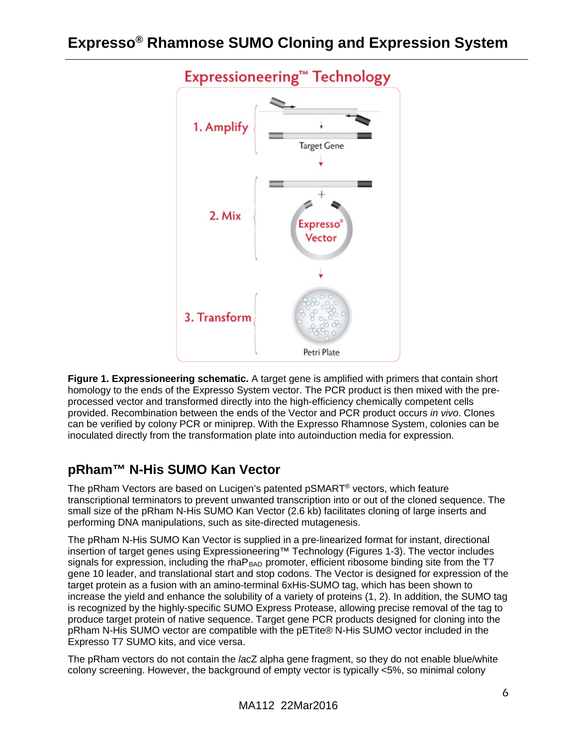# Expresso® Rhamnose SUMO Cloning and Expression System

**Figure 1. Expressioneering schematic.** A target gene is amplified with primers that contain short homology to the ends of the Expresso System vector. The PCR product is then mixed with the pre-processed vector and transformed directly into the high-efficiency chemically competent cells provided. Recombination between the ends of the Vector and PCR product occurs *in vivo*. Clones can be verified by colony PCR or miniprep. With the Expresso Rhamnose System, colonies can be inoculated directly from the transformation plate into autoinduction media for expression.

## pRham™ N-His SUMO Kan Vector

The pRham Vectors are based on Lucigen's patented pSMART® vectors, which feature transcriptional terminators to prevent unwanted transcription into or out of the cloned sequence. The small size of the pRham N-His SUMO Kan Vector (2.6 kb) facilitates cloning of large inserts and performing DNA manipulations, such as site-directed mutagenesis.

The pRham N-His SUMO Kan Vector is supplied in a pre-linearized format for instant, directional insertion of target genes using Expressioneering™ Technology (Figures 1-3). The vector includes signals for expression, including the rhaP$_{BAD}$ promoter, efficient ribosome binding site from the T7 gene 10 leader, and translational start and stop codons. The Vector is designed for expression of the target protein as a fusion with an amino-terminal 6xHis-SUMO tag, which has been shown to increase the yield and enhance the solubility of a variety of proteins (1, 2). In addition, the SUMO tag is recognized by the highly-specific SUMO Express Protease, allowing precise removal of the tag to produce target protein of native sequence. Target gene PCR products designed for cloning into the pRham N-His SUMO vector are compatible with the pETite® N-His SUMO vector included in the Expresso T7 SUMO kits, and vice versa.

The pRham vectors do not contain the *lac*Z alpha gene fragment, so they do not enable blue/white colony screening. However, the background of empty vector is typically <5%, so minimal colony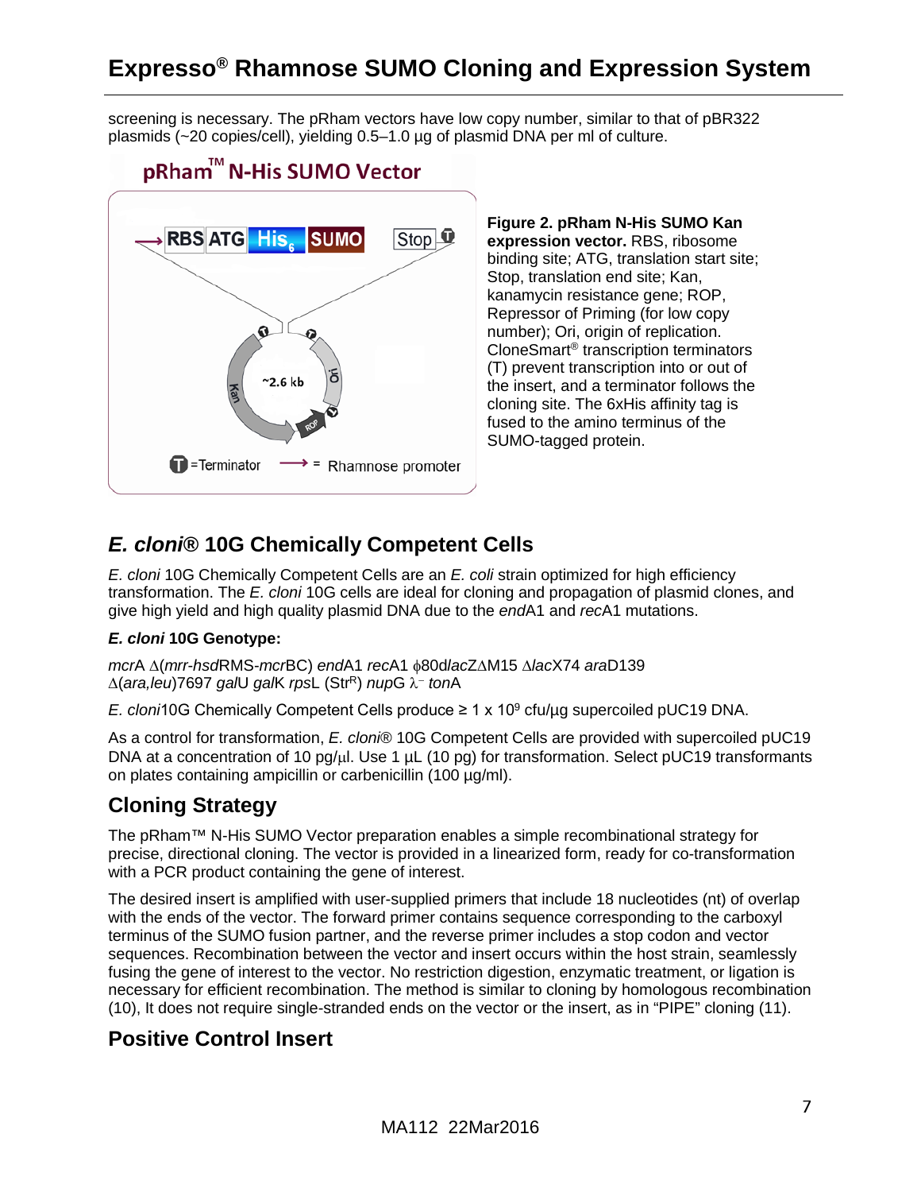screening is necessary. The pRham vectors have low copy number, similar to that of pBR322 plasmids (~20 copies/cell), yielding 0.5–1.0 µg of plasmid DNA per ml of culture.

**Figure 2. pRham N-His SUMO Kan expression vector.** RBS, ribosome binding site; ATG, translation start site; Stop, translation end site; Kan, kanamycin resistance gene; ROP, Repressor of Priming (for low copy number); Ori, origin of replication. CloneSmart® transcription terminators (T) prevent transcription into or out of the insert, and a terminator follows the cloning site. The 6xHis affinity tag is fused to the amino terminus of the SUMO-tagged protein.

## *E. cloni*® 10G Chemically Competent Cells

*E. cloni* 10G Chemically Competent Cells are an *E. coli* strain optimized for high efficiency transformation. The *E. cloni* 10G cells are ideal for cloning and propagation of plasmid clones, and give high yield and high quality plasmid DNA due to the *end*A1 and *rec*A1 mutations.

***E. cloni* 10G Genotype:**

*mcr*A Δ(*mrr-hsd*RMS-*mcr*BC) *end*A1 *rec*A1 ϕ80d*lac*ZΔM15 Δ*lac*X74 *ara*D139 Δ(*ara,leu*)7697 *gal*U *gal*K *rps*L ($Str^R$) *nup*G $\lambda^-$ *ton*A

*E. cloni*10G Chemically Competent Cells produce ≥ 1 x $10^9$ cfu/µg supercoiled pUC19 DNA.

As a control for transformation, *E. cloni*® 10G Competent Cells are provided with supercoiled pUC19 DNA at a concentration of 10 pg/µl. Use 1 µL (10 pg) for transformation. Select pUC19 transformants on plates containing ampicillin or carbenicillin (100 µg/ml).

## Cloning Strategy

The pRham™ N-His SUMO Vector preparation enables a simple recombinational strategy for precise, directional cloning. The vector is provided in a linearized form, ready for co-transformation with a PCR product containing the gene of interest.

The desired insert is amplified with user-supplied primers that include 18 nucleotides (nt) of overlap with the ends of the vector. The forward primer contains sequence corresponding to the carboxyl terminus of the SUMO fusion partner, and the reverse primer includes a stop codon and vector sequences. Recombination between the vector and insert occurs within the host strain, seamlessly fusing the gene of interest to the vector. No restriction digestion, enzymatic treatment, or ligation is necessary for efficient recombination. The method is similar to cloning by homologous recombination (10), It does not require single-stranded ends on the vector or the insert, as in "PIPE" cloning (11).

## Positive Control Insert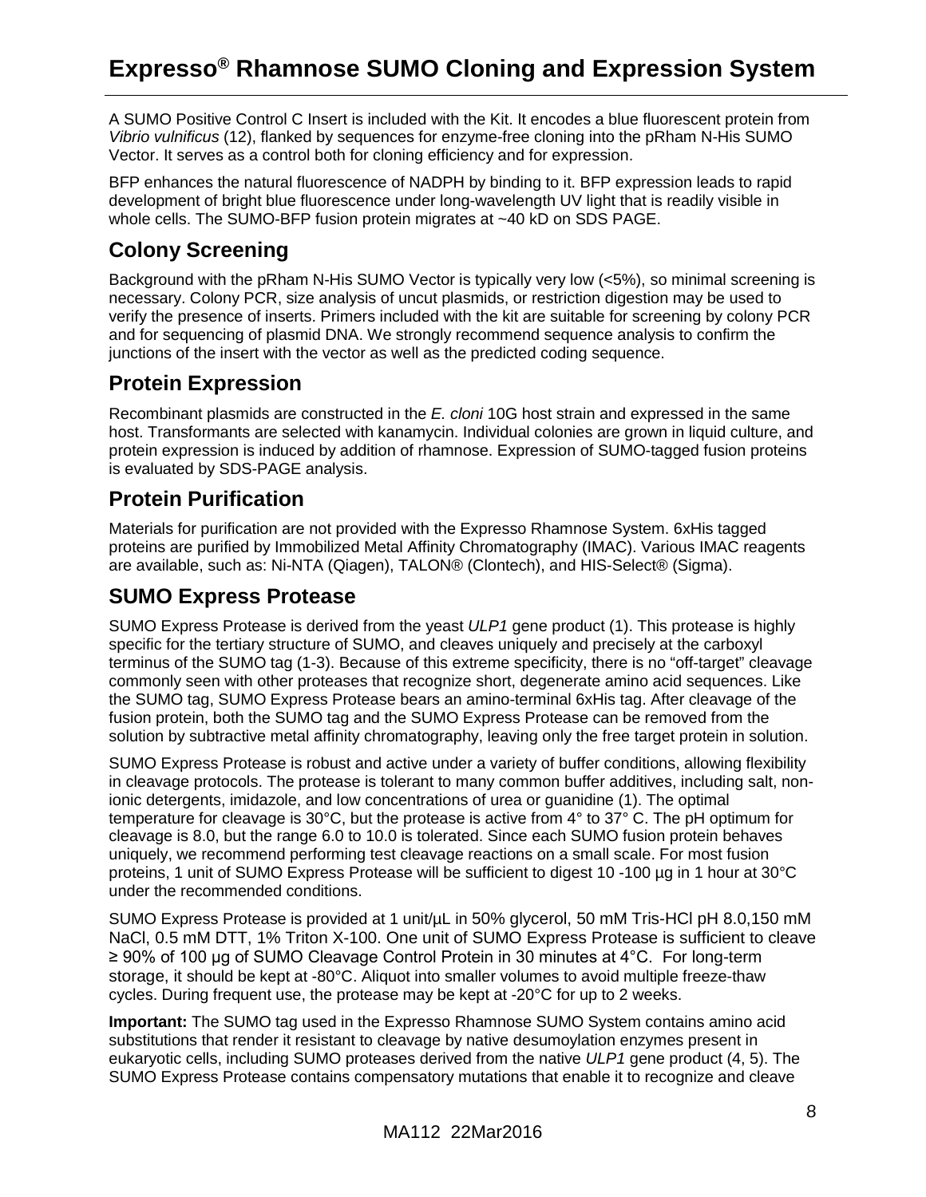A SUMO Positive Control C Insert is included with the Kit. It encodes a blue fluorescent protein from *Vibrio vulnificus* (12), flanked by sequences for enzyme-free cloning into the pRham N-His SUMO Vector. It serves as a control both for cloning efficiency and for expression.

BFP enhances the natural fluorescence of NADPH by binding to it. BFP expression leads to rapid development of bright blue fluorescence under long-wavelength UV light that is readily visible in whole cells. The SUMO-BFP fusion protein migrates at ~40 kD on SDS PAGE.

## Colony Screening

Background with the pRham N-His SUMO Vector is typically very low (<5%), so minimal screening is necessary. Colony PCR, size analysis of uncut plasmids, or restriction digestion may be used to verify the presence of inserts. Primers included with the kit are suitable for screening by colony PCR and for sequencing of plasmid DNA. We strongly recommend sequence analysis to confirm the junctions of the insert with the vector as well as the predicted coding sequence.

## Protein Expression

Recombinant plasmids are constructed in the *E. cloni* 10G host strain and expressed in the same host. Transformants are selected with kanamycin. Individual colonies are grown in liquid culture, and protein expression is induced by addition of rhamnose. Expression of SUMO-tagged fusion proteins is evaluated by SDS-PAGE analysis.

## Protein Purification

Materials for purification are not provided with the Expresso Rhamnose System. 6xHis tagged proteins are purified by Immobilized Metal Affinity Chromatography (IMAC). Various IMAC reagents are available, such as: Ni-NTA (Qiagen), TALON® (Clontech), and HIS-Select® (Sigma).

## SUMO Express Protease

SUMO Express Protease is derived from the yeast *ULP1* gene product (1). This protease is highly specific for the tertiary structure of SUMO, and cleaves uniquely and precisely at the carboxyl terminus of the SUMO tag (1-3). Because of this extreme specificity, there is no "off-target" cleavage commonly seen with other proteases that recognize short, degenerate amino acid sequences. Like the SUMO tag, SUMO Express Protease bears an amino-terminal 6xHis tag. After cleavage of the fusion protein, both the SUMO tag and the SUMO Express Protease can be removed from the solution by subtractive metal affinity chromatography, leaving only the free target protein in solution.

SUMO Express Protease is robust and active under a variety of buffer conditions, allowing flexibility in cleavage protocols. The protease is tolerant to many common buffer additives, including salt, non-ionic detergents, imidazole, and low concentrations of urea or guanidine (1). The optimal temperature for cleavage is 30°C, but the protease is active from 4° to 37° C. The pH optimum for cleavage is 8.0, but the range 6.0 to 10.0 is tolerated. Since each SUMO fusion protein behaves uniquely, we recommend performing test cleavage reactions on a small scale. For most fusion proteins, 1 unit of SUMO Express Protease will be sufficient to digest 10 -100 µg in 1 hour at 30°C under the recommended conditions.

SUMO Express Protease is provided at 1 unit/µL in 50% glycerol, 50 mM Tris-HCl pH 8.0,150 mM NaCl, 0.5 mM DTT, 1% Triton X-100. One unit of SUMO Express Protease is sufficient to cleave ≥ 90% of 100 µg of SUMO Cleavage Control Protein in 30 minutes at 4°C. For long-term storage, it should be kept at -80°C. Aliquot into smaller volumes to avoid multiple freeze-thaw cycles. During frequent use, the protease may be kept at -20°C for up to 2 weeks.

**Important:** The SUMO tag used in the Expresso Rhamnose SUMO System contains amino acid substitutions that render it resistant to cleavage by native desumoylation enzymes present in eukaryotic cells, including SUMO proteases derived from the native *ULP1* gene product (4, 5). The SUMO Express Protease contains compensatory mutations that enable it to recognize and cleave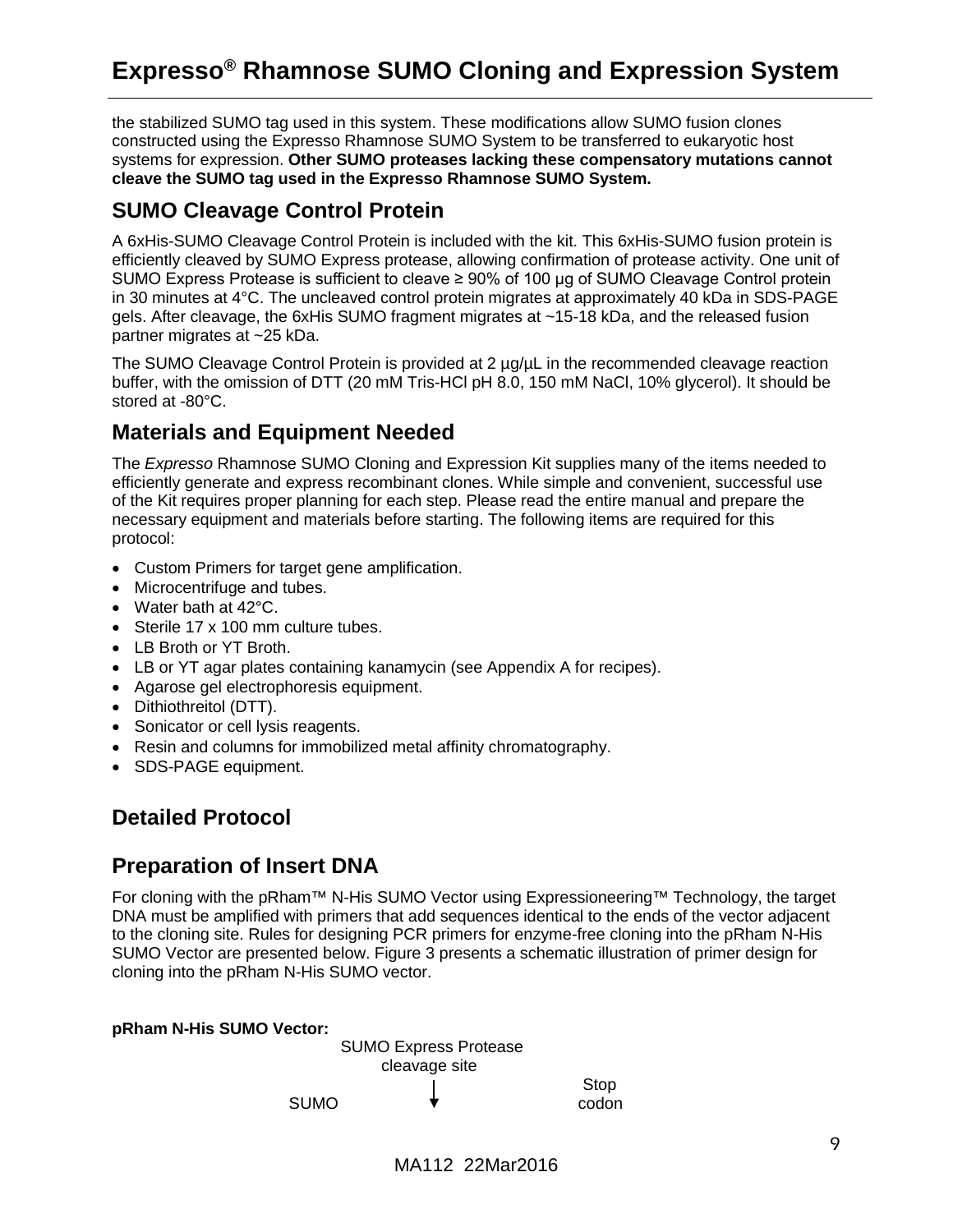the stabilized SUMO tag used in this system. These modifications allow SUMO fusion clones constructed using the Expresso Rhamnose SUMO System to be transferred to eukaryotic host systems for expression. **Other SUMO proteases lacking these compensatory mutations cannot cleave the SUMO tag used in the Expresso Rhamnose SUMO System.**

## SUMO Cleavage Control Protein

A 6xHis-SUMO Cleavage Control Protein is included with the kit. This 6xHis-SUMO fusion protein is efficiently cleaved by SUMO Express protease, allowing confirmation of protease activity. One unit of SUMO Express Protease is sufficient to cleave ≥ 90% of 100 µg of SUMO Cleavage Control protein in 30 minutes at 4°C. The uncleaved control protein migrates at approximately 40 kDa in SDS-PAGE gels. After cleavage, the 6xHis SUMO fragment migrates at ~15-18 kDa, and the released fusion partner migrates at ~25 kDa.

The SUMO Cleavage Control Protein is provided at 2 µg/µL in the recommended cleavage reaction buffer, with the omission of DTT (20 mM Tris-HCl pH 8.0, 150 mM NaCl, 10% glycerol). It should be stored at -80°C.

## Materials and Equipment Needed

The *Expresso* Rhamnose SUMO Cloning and Expression Kit supplies many of the items needed to efficiently generate and express recombinant clones. While simple and convenient, successful use of the Kit requires proper planning for each step. Please read the entire manual and prepare the necessary equipment and materials before starting. The following items are required for this protocol:

- Custom Primers for target gene amplification.
- Microcentrifuge and tubes.
- Water bath at 42°C.
- Sterile 17 x 100 mm culture tubes.
- LB Broth or YT Broth.
- LB or YT agar plates containing kanamycin (see Appendix A for recipes).
- Agarose gel electrophoresis equipment.
- Dithiothreitol (DTT).
- Sonicator or cell lysis reagents.
- Resin and columns for immobilized metal affinity chromatography.
- SDS-PAGE equipment.

## Detailed Protocol

## Preparation of Insert DNA

For cloning with the pRham™ N-His SUMO Vector using Expressioneering™ Technology, the target DNA must be amplified with primers that add sequences identical to the ends of the vector adjacent to the cloning site. Rules for designing PCR primers for enzyme-free cloning into the pRham N-His SUMO Vector are presented below. Figure 3 presents a schematic illustration of primer design for cloning into the pRham N-His SUMO vector.

**pRham N-His SUMO Vector:**

SUMO Express Protease cleavage site

SUMO

Stop codon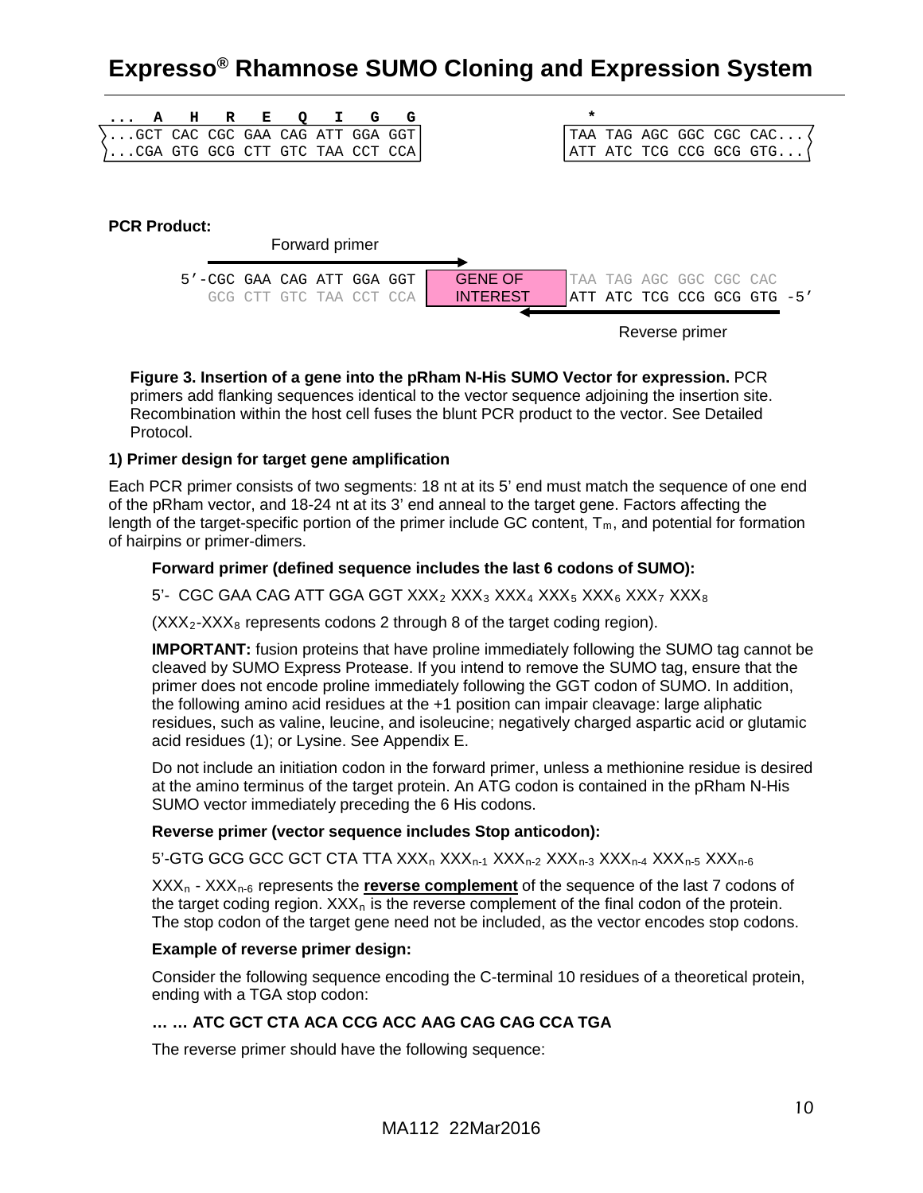```
...  A   H   R   E   Q   I   G   G                  *
...GCT CAC CGC GAA CAG ATT GGA GGT        TAA TAG AGC GGC CGC CAC...
...CGA GTG GCG CTT GTC TAA CCT CCA        ATT ATC TCG CCG GCG GTG...
```

**PCR Product:**

```
              Forward primer
        ------------------------------>
5'-CGC GAA CAG ATT GGA GGT   GENE OF    TAA TAG AGC GGC CGC CAC
   GCG CTT GTC TAA CCT CCA   INTEREST   ATT ATC TCG CCG GCG GTG -5'
                                     <-------------------------
                                            Reverse primer
```

**Figure 3. Insertion of a gene into the pRham N-His SUMO Vector for expression.** PCR primers add flanking sequences identical to the vector sequence adjoining the insertion site. Recombination within the host cell fuses the blunt PCR product to the vector. See Detailed Protocol.

### 1) Primer design for target gene amplification

Each PCR primer consists of two segments: 18 nt at its 5' end must match the sequence of one end of the pRham vector, and 18-24 nt at its 3' end anneal to the target gene. Factors affecting the length of the target-specific portion of the primer include GC content, $T_m$, and potential for formation of hairpins or primer-dimers.

**Forward primer (defined sequence includes the last 6 codons of SUMO):**

5'- CGC GAA CAG ATT GGA GGT $XXX_2$ $XXX_3$ $XXX_4$ $XXX_5$ $XXX_6$ $XXX_7$ $XXX_8$

($XXX_2$-$XXX_8$ represents codons 2 through 8 of the target coding region).

**IMPORTANT:** fusion proteins that have proline immediately following the SUMO tag cannot be cleaved by SUMO Express Protease. If you intend to remove the SUMO tag, ensure that the primer does not encode proline immediately following the GGT codon of SUMO. In addition, the following amino acid residues at the +1 position can impair cleavage: large aliphatic residues, such as valine, leucine, and isoleucine; negatively charged aspartic acid or glutamic acid residues (1); or Lysine. See Appendix E.

Do not include an initiation codon in the forward primer, unless a methionine residue is desired at the amino terminus of the target protein. An ATG codon is contained in the pRham N-His SUMO vector immediately preceding the 6 His codons.

**Reverse primer (vector sequence includes Stop anticodon):**

5'-GTG GCG GCC GCT CTA TTA $XXX_n$ $XXX_{n-1}$ $XXX_{n-2}$ $XXX_{n-3}$ $XXX_{n-4}$ $XXX_{n-5}$ $XXX_{n-6}$

$XXX_n$ - $XXX_{n-6}$ represents the **reverse complement** of the sequence of the last 7 codons of the target coding region. $XXX_n$ is the reverse complement of the final codon of the protein. The stop codon of the target gene need not be included, as the vector encodes stop codons.

**Example of reverse primer design:**

Consider the following sequence encoding the C-terminal 10 residues of a theoretical protein, ending with a TGA stop codon:

**… … ATC GCT CTA ACA CCG ACC AAG CAG CAG CCA TGA**

The reverse primer should have the following sequence: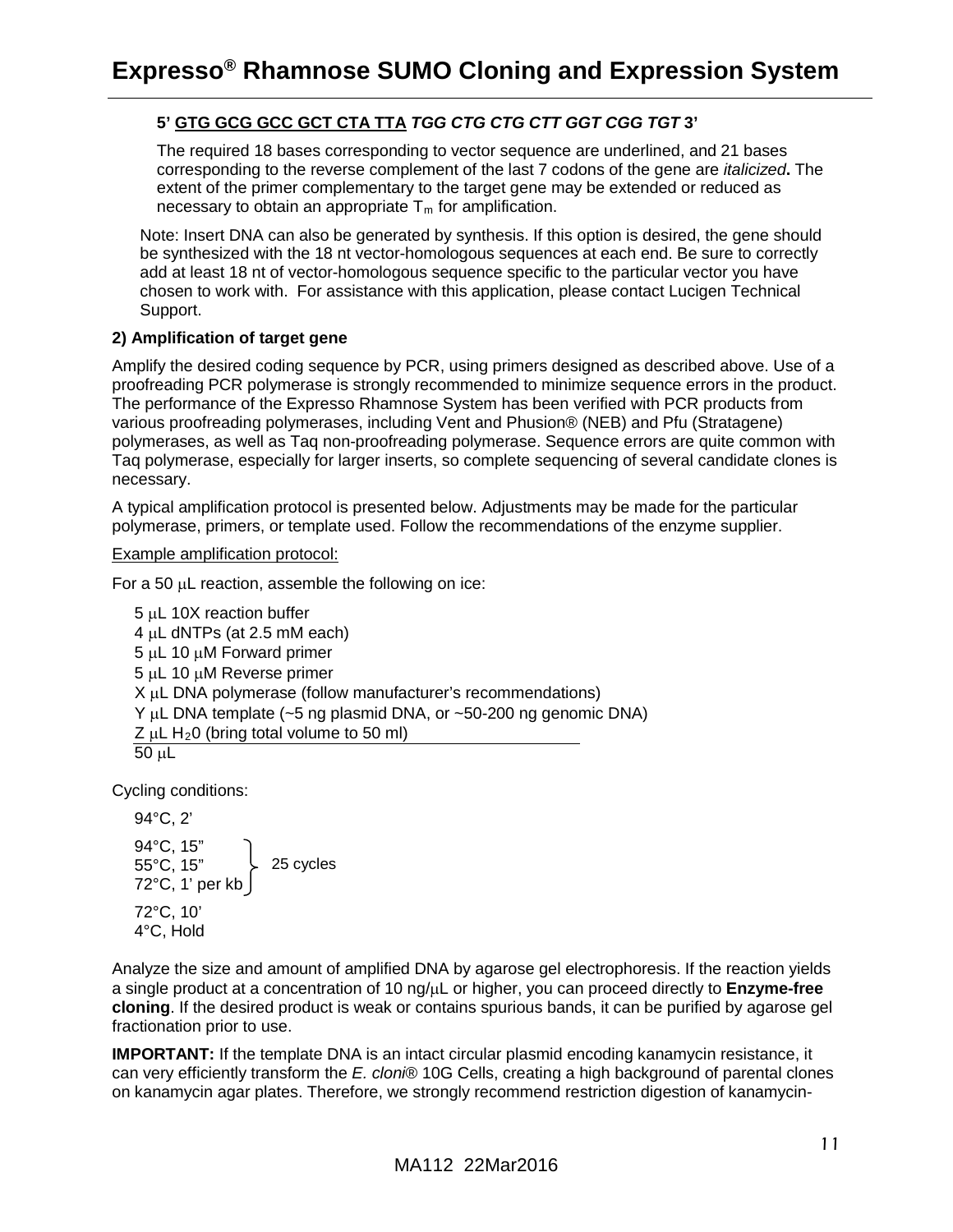**5' <u>GTG GCG GCC GCT CTA TTA</u> *TGG CTG CTG CTT GGT CGG TGT* 3'**

The required 18 bases corresponding to vector sequence are underlined, and 21 bases corresponding to the reverse complement of the last 7 codons of the gene are *italicized***.** The extent of the primer complementary to the target gene may be extended or reduced as necessary to obtain an appropriate $T_m$ for amplification.

Note: Insert DNA can also be generated by synthesis. If this option is desired, the gene should be synthesized with the 18 nt vector-homologous sequences at each end. Be sure to correctly add at least 18 nt of vector-homologous sequence specific to the particular vector you have chosen to work with. For assistance with this application, please contact Lucigen Technical Support.

**2) Amplification of target gene**

Amplify the desired coding sequence by PCR, using primers designed as described above. Use of a proofreading PCR polymerase is strongly recommended to minimize sequence errors in the product. The performance of the Expresso Rhamnose System has been verified with PCR products from various proofreading polymerases, including Vent and Phusion® (NEB) and Pfu (Stratagene) polymerases, as well as Taq non-proofreading polymerase. Sequence errors are quite common with Taq polymerase, especially for larger inserts, so complete sequencing of several candidate clones is necessary.

A typical amplification protocol is presented below. Adjustments may be made for the particular polymerase, primers, or template used. Follow the recommendations of the enzyme supplier.

<u>Example amplification protocol:</u>

For a 50 μL reaction, assemble the following on ice:

5 μL 10X reaction buffer
4 μL dNTPs (at 2.5 mM each)
5 μL 10 μM Forward primer
5 μL 10 μM Reverse primer
X μL DNA polymerase (follow manufacturer's recommendations)
Y μL DNA template (~5 ng plasmid DNA, or ~50-200 ng genomic DNA)
Z μL $H_2$0 (bring total volume to 50 ml)
50 μL

Cycling conditions:

94°C, 2'

94°C, 15"
55°C, 15"
72°C, 1' per kb
} 25 cycles

72°C, 10'
4°C, Hold

Analyze the size and amount of amplified DNA by agarose gel electrophoresis. If the reaction yields a single product at a concentration of 10 ng/μL or higher, you can proceed directly to **Enzyme-free cloning**. If the desired product is weak or contains spurious bands, it can be purified by agarose gel fractionation prior to use.

**IMPORTANT:** If the template DNA is an intact circular plasmid encoding kanamycin resistance, it can very efficiently transform the *E. cloni*® 10G Cells, creating a high background of parental clones on kanamycin agar plates. Therefore, we strongly recommend restriction digestion of kanamycin-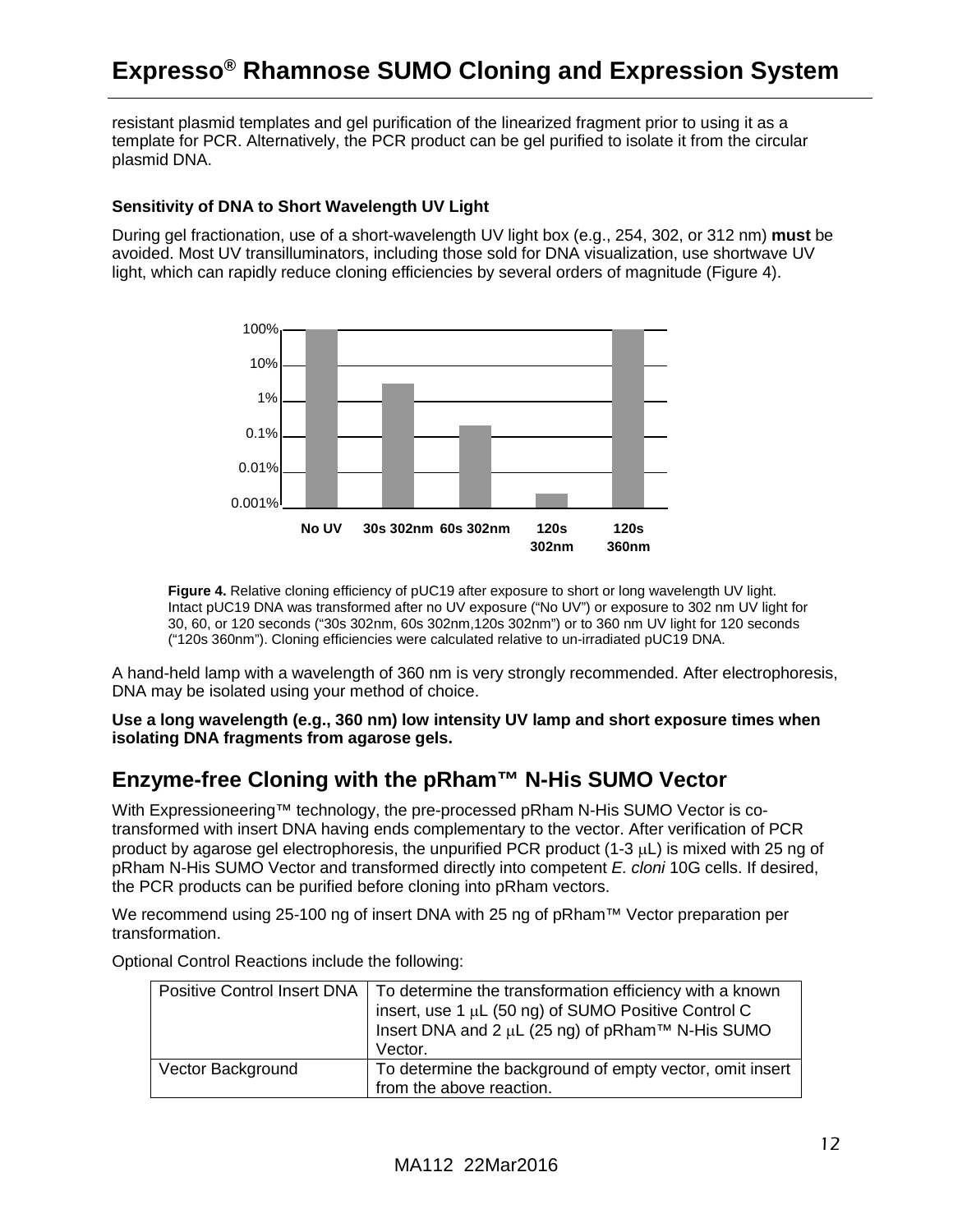resistant plasmid templates and gel purification of the linearized fragment prior to using it as a template for PCR. Alternatively, the PCR product can be gel purified to isolate it from the circular plasmid DNA.

### Sensitivity of DNA to Short Wavelength UV Light

During gel fractionation, use of a short-wavelength UV light box (e.g., 254, 302, or 312 nm) **must** be avoided. Most UV transilluminators, including those sold for DNA visualization, use shortwave UV light, which can rapidly reduce cloning efficiencies by several orders of magnitude (Figure 4).

**Figure 4.** Relative cloning efficiency of pUC19 after exposure to short or long wavelength UV light. Intact pUC19 DNA was transformed after no UV exposure ("No UV") or exposure to 302 nm UV light for 30, 60, or 120 seconds ("30s 302nm, 60s 302nm,120s 302nm") or to 360 nm UV light for 120 seconds ("120s 360nm"). Cloning efficiencies were calculated relative to un-irradiated pUC19 DNA.

A hand-held lamp with a wavelength of 360 nm is very strongly recommended. After electrophoresis, DNA may be isolated using your method of choice.

**Use a long wavelength (e.g., 360 nm) low intensity UV lamp and short exposure times when isolating DNA fragments from agarose gels.**

## Enzyme-free Cloning with the pRham™ N-His SUMO Vector

With Expressioneering™ technology, the pre-processed pRham N-His SUMO Vector is co-transformed with insert DNA having ends complementary to the vector. After verification of PCR product by agarose gel electrophoresis, the unpurified PCR product (1-3 μL) is mixed with 25 ng of pRham N-His SUMO Vector and transformed directly into competent *E. cloni* 10G cells. If desired, the PCR products can be purified before cloning into pRham vectors.

We recommend using 25-100 ng of insert DNA with 25 ng of pRham™ Vector preparation per transformation.

Optional Control Reactions include the following:

| | |
|---|---|
| Positive Control Insert DNA | To determine the transformation efficiency with a known insert, use 1 μL (50 ng) of SUMO Positive Control C Insert DNA and 2 μL (25 ng) of pRham™ N-His SUMO Vector. |
| Vector Background | To determine the background of empty vector, omit insert from the above reaction. |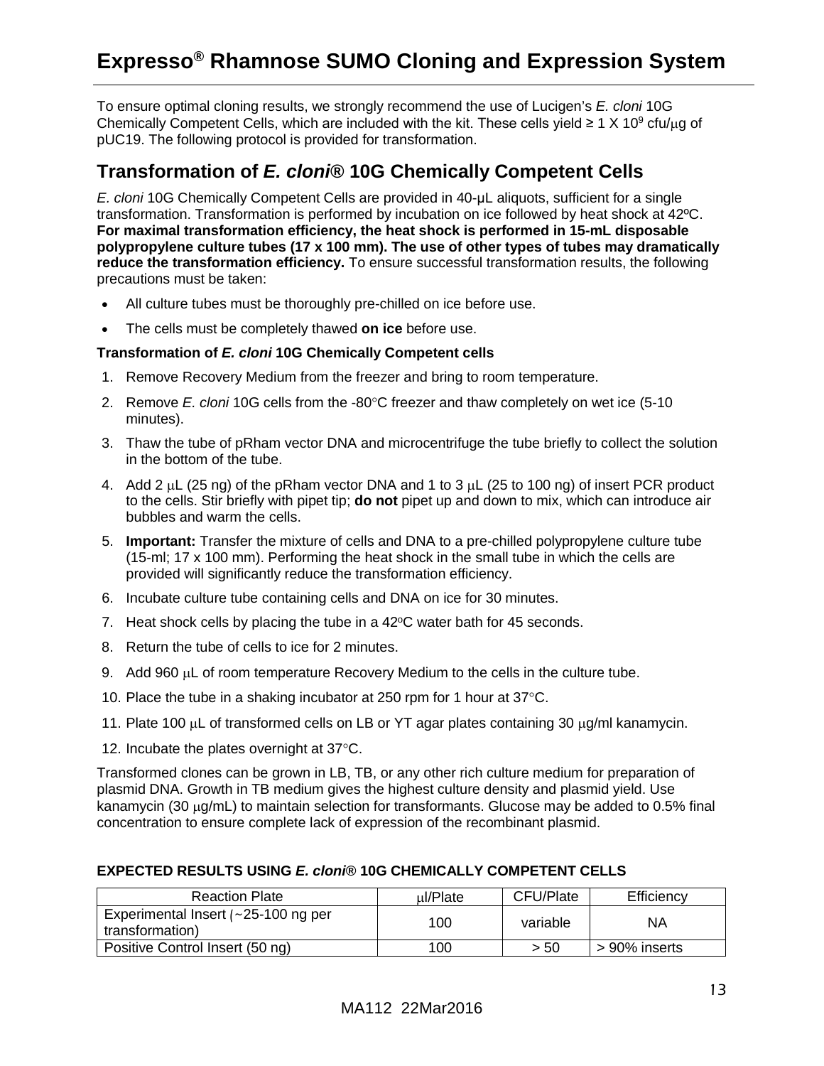# Expresso® Rhamnose SUMO Cloning and Expression System

To ensure optimal cloning results, we strongly recommend the use of Lucigen's *E. cloni* 10G Chemically Competent Cells, which are included with the kit. These cells yield ≥ 1 X $10^9$ cfu/μg of pUC19. The following protocol is provided for transformation.

## Transformation of *E. cloni*® 10G Chemically Competent Cells

*E. cloni* 10G Chemically Competent Cells are provided in 40-μL aliquots, sufficient for a single transformation. Transformation is performed by incubation on ice followed by heat shock at 42ºC. **For maximal transformation efficiency, the heat shock is performed in 15-mL disposable polypropylene culture tubes (17 x 100 mm). The use of other types of tubes may dramatically reduce the transformation efficiency.** To ensure successful transformation results, the following precautions must be taken:

- All culture tubes must be thoroughly pre-chilled on ice before use.
- The cells must be completely thawed **on ice** before use.

**Transformation of *E. cloni* 10G Chemically Competent cells**

1. Remove Recovery Medium from the freezer and bring to room temperature.
2. Remove *E. cloni* 10G cells from the -80°C freezer and thaw completely on wet ice (5-10 minutes).
3. Thaw the tube of pRham vector DNA and microcentrifuge the tube briefly to collect the solution in the bottom of the tube.
4. Add 2 μL (25 ng) of the pRham vector DNA and 1 to 3 μL (25 to 100 ng) of insert PCR product to the cells. Stir briefly with pipet tip; **do not** pipet up and down to mix, which can introduce air bubbles and warm the cells.
5. **Important:** Transfer the mixture of cells and DNA to a pre-chilled polypropylene culture tube (15-ml; 17 x 100 mm). Performing the heat shock in the small tube in which the cells are provided will significantly reduce the transformation efficiency.
6. Incubate culture tube containing cells and DNA on ice for 30 minutes.
7. Heat shock cells by placing the tube in a 42ºC water bath for 45 seconds.
8. Return the tube of cells to ice for 2 minutes.
9. Add 960 μL of room temperature Recovery Medium to the cells in the culture tube.
10. Place the tube in a shaking incubator at 250 rpm for 1 hour at 37°C.
11. Plate 100 μL of transformed cells on LB or YT agar plates containing 30 μg/ml kanamycin.
12. Incubate the plates overnight at 37°C.

Transformed clones can be grown in LB, TB, or any other rich culture medium for preparation of plasmid DNA. Growth in TB medium gives the highest culture density and plasmid yield. Use kanamycin (30 μg/mL) to maintain selection for transformants. Glucose may be added to 0.5% final concentration to ensure complete lack of expression of the recombinant plasmid.

**EXPECTED RESULTS USING *E. cloni*® 10G CHEMICALLY COMPETENT CELLS**

| Reaction Plate | μl/Plate | CFU/Plate | Efficiency |
| --- | --- | --- | --- |
| Experimental Insert (~25-100 ng per transformation) | 100 | variable | NA |
| Positive Control Insert (50 ng) | 100 | > 50 | > 90% inserts |

MA112 22Mar2016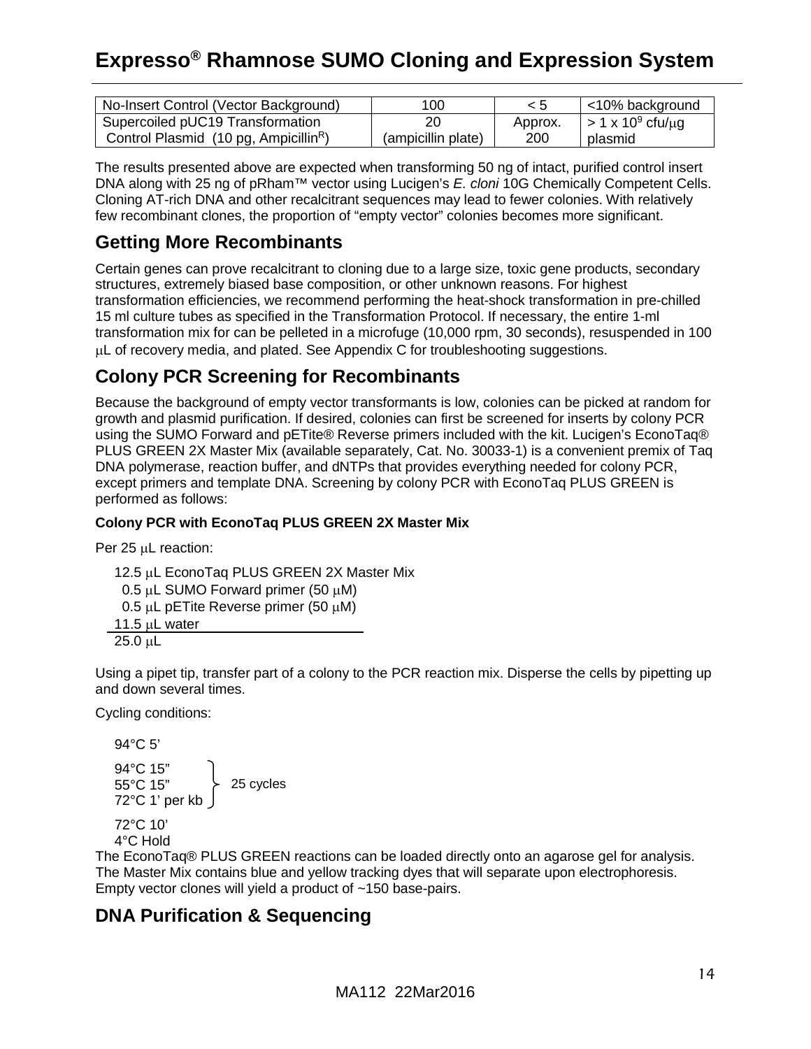| No-Insert Control (Vector Background) | 100 | < 5 | <10% background |
|---|---|---|---|
| Supercoiled pUC19 Transformation Control Plasmid (10 pg, Ampicillin$^R$) | 20 (ampicillin plate) | Approx. 200 | > 1 x $10^9$ cfu/μg plasmid |

The results presented above are expected when transforming 50 ng of intact, purified control insert DNA along with 25 ng of pRham™ vector using Lucigen's *E. cloni* 10G Chemically Competent Cells. Cloning AT-rich DNA and other recalcitrant sequences may lead to fewer colonies. With relatively few recombinant clones, the proportion of "empty vector" colonies becomes more significant.

## Getting More Recombinants

Certain genes can prove recalcitrant to cloning due to a large size, toxic gene products, secondary structures, extremely biased base composition, or other unknown reasons. For highest transformation efficiencies, we recommend performing the heat-shock transformation in pre-chilled 15 ml culture tubes as specified in the Transformation Protocol. If necessary, the entire 1-ml transformation mix for can be pelleted in a microfuge (10,000 rpm, 30 seconds), resuspended in 100 μL of recovery media, and plated. See Appendix C for troubleshooting suggestions.

## Colony PCR Screening for Recombinants

Because the background of empty vector transformants is low, colonies can be picked at random for growth and plasmid purification. If desired, colonies can first be screened for inserts by colony PCR using the SUMO Forward and pETite® Reverse primers included with the kit. Lucigen's EconoTaq® PLUS GREEN 2X Master Mix (available separately, Cat. No. 30033-1) is a convenient premix of Taq DNA polymerase, reaction buffer, and dNTPs that provides everything needed for colony PCR, except primers and template DNA. Screening by colony PCR with EconoTaq PLUS GREEN is performed as follows:

**Colony PCR with EconoTaq PLUS GREEN 2X Master Mix**

Per 25 μL reaction:

12.5 μL EconoTaq PLUS GREEN 2X Master Mix
0.5 μL SUMO Forward primer (50 μM)
0.5 μL pETite Reverse primer (50 μM)
11.5 μL water
25.0 μL

Using a pipet tip, transfer part of a colony to the PCR reaction mix. Disperse the cells by pipetting up and down several times.

Cycling conditions:

94°C 5'

94°C 15"
55°C 15"
72°C 1' per kb
(25 cycles)

72°C 10'
4°C Hold

The EconoTaq® PLUS GREEN reactions can be loaded directly onto an agarose gel for analysis. The Master Mix contains blue and yellow tracking dyes that will separate upon electrophoresis. Empty vector clones will yield a product of ~150 base-pairs.

## DNA Purification & Sequencing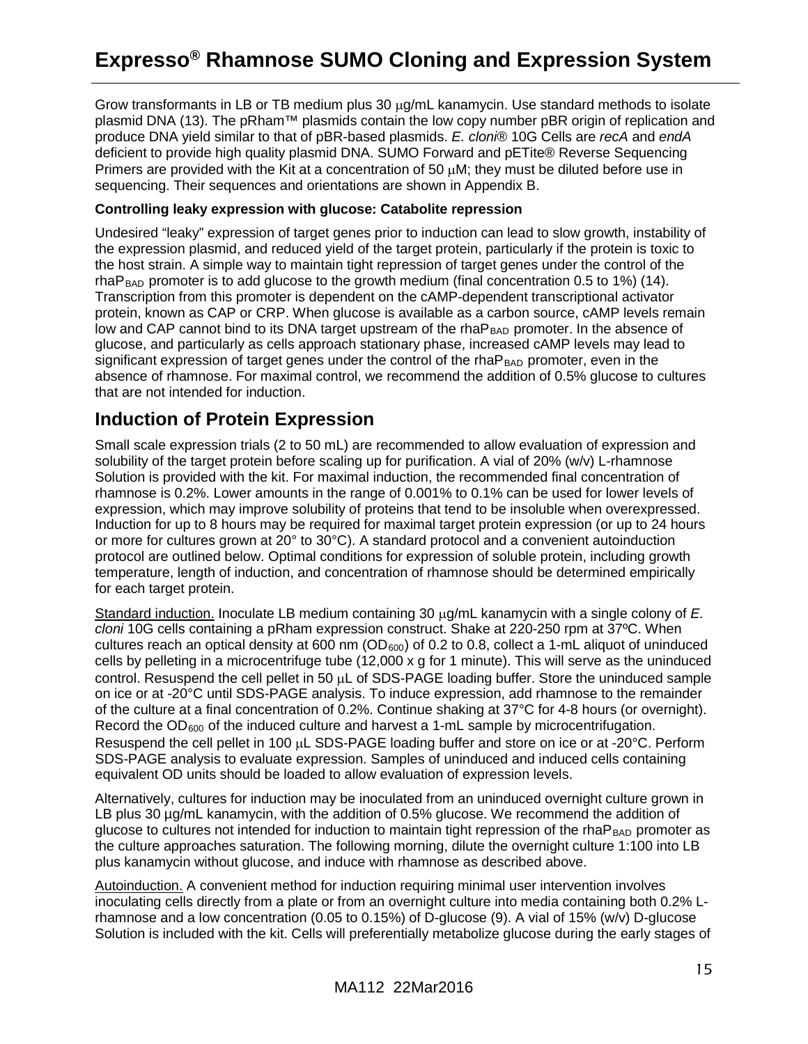Grow transformants in LB or TB medium plus 30 μg/mL kanamycin. Use standard methods to isolate plasmid DNA (13). The pRham™ plasmids contain the low copy number pBR origin of replication and produce DNA yield similar to that of pBR-based plasmids. *E. cloni*® 10G Cells are *recA* and *endA* deficient to provide high quality plasmid DNA. SUMO Forward and pETite® Reverse Sequencing Primers are provided with the Kit at a concentration of 50 μM; they must be diluted before use in sequencing. Their sequences and orientations are shown in Appendix B.

**Controlling leaky expression with glucose: Catabolite repression**

Undesired "leaky" expression of target genes prior to induction can lead to slow growth, instability of the expression plasmid, and reduced yield of the target protein, particularly if the protein is toxic to the host strain. A simple way to maintain tight repression of target genes under the control of the rhaP$_{BAD}$ promoter is to add glucose to the growth medium (final concentration 0.5 to 1%) (14). Transcription from this promoter is dependent on the cAMP-dependent transcriptional activator protein, known as CAP or CRP. When glucose is available as a carbon source, cAMP levels remain low and CAP cannot bind to its DNA target upstream of the rhaP$_{BAD}$ promoter. In the absence of glucose, and particularly as cells approach stationary phase, increased cAMP levels may lead to significant expression of target genes under the control of the rhaP$_{BAD}$ promoter, even in the absence of rhamnose. For maximal control, we recommend the addition of 0.5% glucose to cultures that are not intended for induction.

## Induction of Protein Expression

Small scale expression trials (2 to 50 mL) are recommended to allow evaluation of expression and solubility of the target protein before scaling up for purification. A vial of 20% (w/v) L-rhamnose Solution is provided with the kit. For maximal induction, the recommended final concentration of rhamnose is 0.2%. Lower amounts in the range of 0.001% to 0.1% can be used for lower levels of expression, which may improve solubility of proteins that tend to be insoluble when overexpressed. Induction for up to 8 hours may be required for maximal target protein expression (or up to 24 hours or more for cultures grown at 20° to 30°C). A standard protocol and a convenient autoinduction protocol are outlined below. Optimal conditions for expression of soluble protein, including growth temperature, length of induction, and concentration of rhamnose should be determined empirically for each target protein.

Standard induction. Inoculate LB medium containing 30 μg/mL kanamycin with a single colony of *E. cloni* 10G cells containing a pRham expression construct. Shake at 220-250 rpm at 37ºC. When cultures reach an optical density at 600 nm (OD$_{600}$) of 0.2 to 0.8, collect a 1-mL aliquot of uninduced cells by pelleting in a microcentrifuge tube (12,000 x g for 1 minute). This will serve as the uninduced control. Resuspend the cell pellet in 50 μL of SDS-PAGE loading buffer. Store the uninduced sample on ice or at -20°C until SDS-PAGE analysis. To induce expression, add rhamnose to the remainder of the culture at a final concentration of 0.2%. Continue shaking at 37°C for 4-8 hours (or overnight). Record the OD$_{600}$ of the induced culture and harvest a 1-mL sample by microcentrifugation. Resuspend the cell pellet in 100 μL SDS-PAGE loading buffer and store on ice or at -20°C. Perform SDS-PAGE analysis to evaluate expression. Samples of uninduced and induced cells containing equivalent OD units should be loaded to allow evaluation of expression levels.

Alternatively, cultures for induction may be inoculated from an uninduced overnight culture grown in LB plus 30 μg/mL kanamycin, with the addition of 0.5% glucose. We recommend the addition of glucose to cultures not intended for induction to maintain tight repression of the rhaP$_{BAD}$ promoter as the culture approaches saturation. The following morning, dilute the overnight culture 1:100 into LB plus kanamycin without glucose, and induce with rhamnose as described above.

Autoinduction. A convenient method for induction requiring minimal user intervention involves inoculating cells directly from a plate or from an overnight culture into media containing both 0.2% L-rhamnose and a low concentration (0.05 to 0.15%) of D-glucose (9). A vial of 15% (w/v) D-glucose Solution is included with the kit. Cells will preferentially metabolize glucose during the early stages of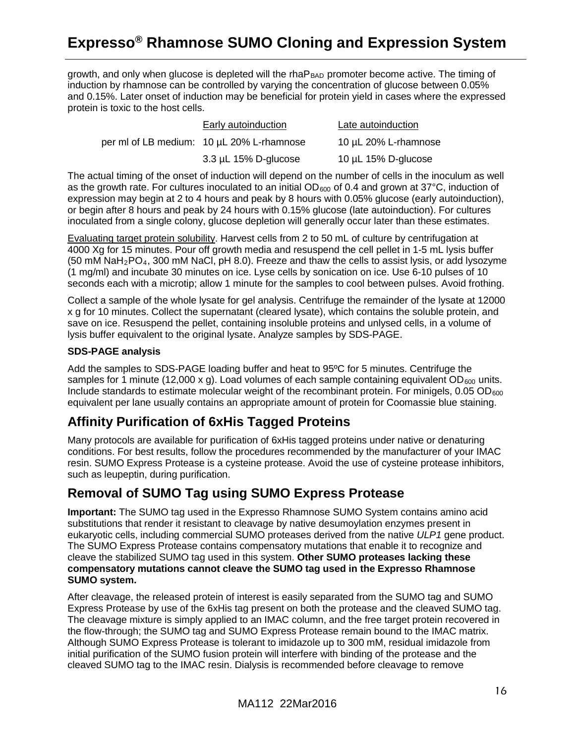growth, and only when glucose is depleted will the rhaP$_{BAD}$ promoter become active. The timing of induction by rhamnose can be controlled by varying the concentration of glucose between 0.05% and 0.15%. Later onset of induction may be beneficial for protein yield in cases where the expressed protein is toxic to the host cells.

| | Early autoinduction | Late autoinduction |
|---|---|---|
| per ml of LB medium: | 10 µL 20% L-rhamnose | 10 µL 20% L-rhamnose |
| | 3.3 µL 15% D-glucose | 10 µL 15% D-glucose |

The actual timing of the onset of induction will depend on the number of cells in the inoculum as well as the growth rate. For cultures inoculated to an initial $OD_{600}$ of 0.4 and grown at 37°C, induction of expression may begin at 2 to 4 hours and peak by 8 hours with 0.05% glucose (early autoinduction), or begin after 8 hours and peak by 24 hours with 0.15% glucose (late autoinduction). For cultures inoculated from a single colony, glucose depletion will generally occur later than these estimates.

Evaluating target protein solubility. Harvest cells from 2 to 50 mL of culture by centrifugation at 4000 Xg for 15 minutes. Pour off growth media and resuspend the cell pellet in 1-5 mL lysis buffer (50 mM $NaH_2PO_4$, 300 mM NaCl, pH 8.0). Freeze and thaw the cells to assist lysis, or add lysozyme (1 mg/ml) and incubate 30 minutes on ice. Lyse cells by sonication on ice. Use 6-10 pulses of 10 seconds each with a microtip; allow 1 minute for the samples to cool between pulses. Avoid frothing.

Collect a sample of the whole lysate for gel analysis. Centrifuge the remainder of the lysate at 12000 x g for 10 minutes. Collect the supernatant (cleared lysate), which contains the soluble protein, and save on ice. Resuspend the pellet, containing insoluble proteins and unlysed cells, in a volume of lysis buffer equivalent to the original lysate. Analyze samples by SDS-PAGE.

**SDS-PAGE analysis**

Add the samples to SDS-PAGE loading buffer and heat to 95ºC for 5 minutes. Centrifuge the samples for 1 minute (12,000 x g). Load volumes of each sample containing equivalent $OD_{600}$ units. Include standards to estimate molecular weight of the recombinant protein. For minigels, 0.05 $OD_{600}$ equivalent per lane usually contains an appropriate amount of protein for Coomassie blue staining.

## Affinity Purification of 6xHis Tagged Proteins

Many protocols are available for purification of 6xHis tagged proteins under native or denaturing conditions. For best results, follow the procedures recommended by the manufacturer of your IMAC resin. SUMO Express Protease is a cysteine protease. Avoid the use of cysteine protease inhibitors, such as leupeptin, during purification.

## Removal of SUMO Tag using SUMO Express Protease

**Important:** The SUMO tag used in the Expresso Rhamnose SUMO System contains amino acid substitutions that render it resistant to cleavage by native desumoylation enzymes present in eukaryotic cells, including commercial SUMO proteases derived from the native *ULP1* gene product. The SUMO Express Protease contains compensatory mutations that enable it to recognize and cleave the stabilized SUMO tag used in this system. **Other SUMO proteases lacking these compensatory mutations cannot cleave the SUMO tag used in the Expresso Rhamnose SUMO system.**

After cleavage, the released protein of interest is easily separated from the SUMO tag and SUMO Express Protease by use of the 6xHis tag present on both the protease and the cleaved SUMO tag. The cleavage mixture is simply applied to an IMAC column, and the free target protein recovered in the flow-through; the SUMO tag and SUMO Express Protease remain bound to the IMAC matrix. Although SUMO Express Protease is tolerant to imidazole up to 300 mM, residual imidazole from initial purification of the SUMO fusion protein will interfere with binding of the protease and the cleaved SUMO tag to the IMAC resin. Dialysis is recommended before cleavage to remove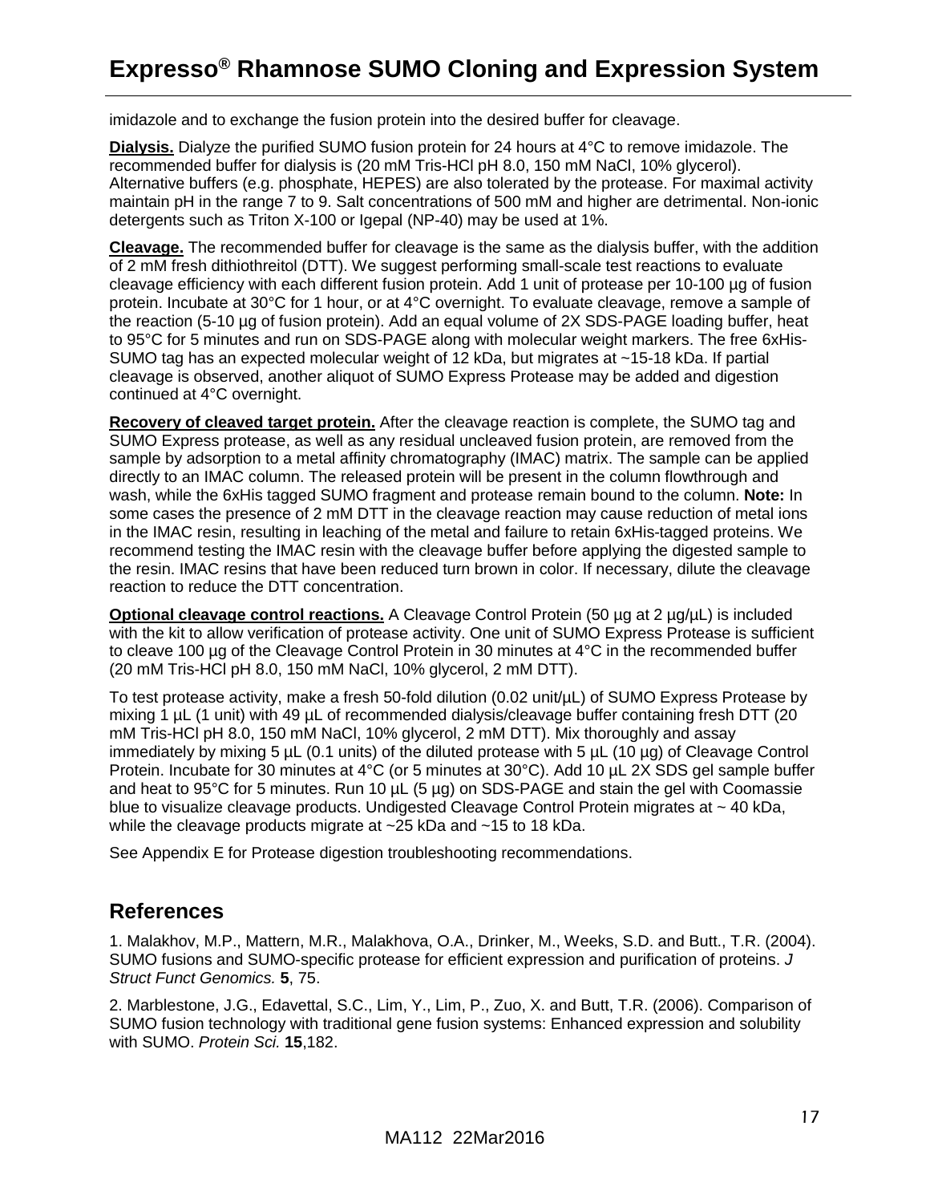imidazole and to exchange the fusion protein into the desired buffer for cleavage.

**Dialysis.** Dialyze the purified SUMO fusion protein for 24 hours at 4°C to remove imidazole. The recommended buffer for dialysis is (20 mM Tris-HCl pH 8.0, 150 mM NaCl, 10% glycerol). Alternative buffers (e.g. phosphate, HEPES) are also tolerated by the protease. For maximal activity maintain pH in the range 7 to 9. Salt concentrations of 500 mM and higher are detrimental. Non-ionic detergents such as Triton X-100 or Igepal (NP-40) may be used at 1%.

**Cleavage.** The recommended buffer for cleavage is the same as the dialysis buffer, with the addition of 2 mM fresh dithiothreitol (DTT). We suggest performing small-scale test reactions to evaluate cleavage efficiency with each different fusion protein. Add 1 unit of protease per 10-100 µg of fusion protein. Incubate at 30°C for 1 hour, or at 4°C overnight. To evaluate cleavage, remove a sample of the reaction (5-10 µg of fusion protein). Add an equal volume of 2X SDS-PAGE loading buffer, heat to 95°C for 5 minutes and run on SDS-PAGE along with molecular weight markers. The free 6xHis-SUMO tag has an expected molecular weight of 12 kDa, but migrates at ~15-18 kDa. If partial cleavage is observed, another aliquot of SUMO Express Protease may be added and digestion continued at 4°C overnight.

**Recovery of cleaved target protein.** After the cleavage reaction is complete, the SUMO tag and SUMO Express protease, as well as any residual uncleaved fusion protein, are removed from the sample by adsorption to a metal affinity chromatography (IMAC) matrix. The sample can be applied directly to an IMAC column. The released protein will be present in the column flowthrough and wash, while the 6xHis tagged SUMO fragment and protease remain bound to the column. **Note:** In some cases the presence of 2 mM DTT in the cleavage reaction may cause reduction of metal ions in the IMAC resin, resulting in leaching of the metal and failure to retain 6xHis-tagged proteins. We recommend testing the IMAC resin with the cleavage buffer before applying the digested sample to the resin. IMAC resins that have been reduced turn brown in color. If necessary, dilute the cleavage reaction to reduce the DTT concentration.

**Optional cleavage control reactions.** A Cleavage Control Protein (50 µg at 2 µg/µL) is included with the kit to allow verification of protease activity. One unit of SUMO Express Protease is sufficient to cleave 100 µg of the Cleavage Control Protein in 30 minutes at 4°C in the recommended buffer (20 mM Tris-HCl pH 8.0, 150 mM NaCl, 10% glycerol, 2 mM DTT).

To test protease activity, make a fresh 50-fold dilution (0.02 unit/µL) of SUMO Express Protease by mixing 1 µL (1 unit) with 49 µL of recommended dialysis/cleavage buffer containing fresh DTT (20 mM Tris-HCl pH 8.0, 150 mM NaCl, 10% glycerol, 2 mM DTT). Mix thoroughly and assay immediately by mixing 5 µL (0.1 units) of the diluted protease with 5 µL (10 µg) of Cleavage Control Protein. Incubate for 30 minutes at 4°C (or 5 minutes at 30°C). Add 10 µL 2X SDS gel sample buffer and heat to 95°C for 5 minutes. Run 10 µL (5 µg) on SDS-PAGE and stain the gel with Coomassie blue to visualize cleavage products. Undigested Cleavage Control Protein migrates at ~ 40 kDa, while the cleavage products migrate at ~25 kDa and ~15 to 18 kDa.

See Appendix E for Protease digestion troubleshooting recommendations.

## References

1. Malakhov, M.P., Mattern, M.R., Malakhova, O.A., Drinker, M., Weeks, S.D. and Butt., T.R. (2004). SUMO fusions and SUMO-specific protease for efficient expression and purification of proteins. *J Struct Funct Genomics.* **5**, 75.

2. Marblestone, J.G., Edavettal, S.C., Lim, Y., Lim, P., Zuo, X. and Butt, T.R. (2006). Comparison of SUMO fusion technology with traditional gene fusion systems: Enhanced expression and solubility with SUMO. *Protein Sci.* **15**,182.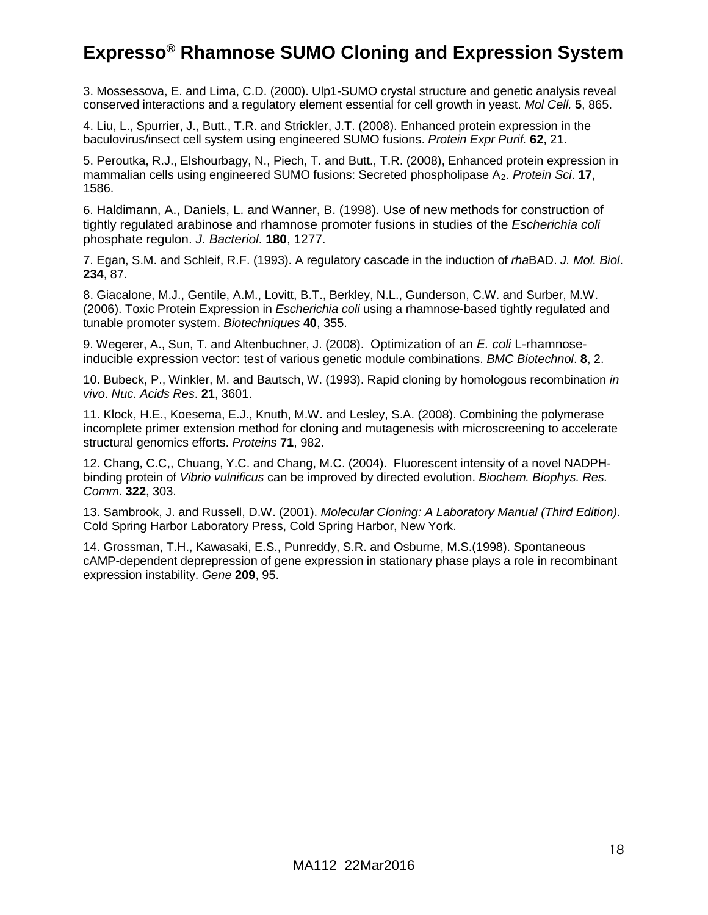3. Mossessova, E. and Lima, C.D. (2000). Ulp1-SUMO crystal structure and genetic analysis reveal conserved interactions and a regulatory element essential for cell growth in yeast. *Mol Cell.* **5**, 865.

4. Liu, L., Spurrier, J., Butt., T.R. and Strickler, J.T. (2008). Enhanced protein expression in the baculovirus/insect cell system using engineered SUMO fusions. *Protein Expr Purif.* **62**, 21.

5. Peroutka, R.J., Elshourbagy, N., Piech, T. and Butt., T.R. (2008), Enhanced protein expression in mammalian cells using engineered SUMO fusions: Secreted phospholipase $A_2$. *Protein Sci*. **17**, 1586.

6. Haldimann, A., Daniels, L. and Wanner, B. (1998). Use of new methods for construction of tightly regulated arabinose and rhamnose promoter fusions in studies of the *Escherichia coli* phosphate regulon. *J. Bacteriol*. **180**, 1277.

7. Egan, S.M. and Schleif, R.F. (1993). A regulatory cascade in the induction of *rha*BAD. *J. Mol. Biol*. **234**, 87.

8. Giacalone, M.J., Gentile, A.M., Lovitt, B.T., Berkley, N.L., Gunderson, C.W. and Surber, M.W. (2006). Toxic Protein Expression in *Escherichia coli* using a rhamnose-based tightly regulated and tunable promoter system. *Biotechniques* **40**, 355.

9. Wegerer, A., Sun, T. and Altenbuchner, J. (2008). Optimization of an *E. coli* L-rhamnose-inducible expression vector: test of various genetic module combinations. *BMC Biotechnol*. **8**, 2.

10. Bubeck, P., Winkler, M. and Bautsch, W. (1993). Rapid cloning by homologous recombination *in vivo*. *Nuc. Acids Res*. **21**, 3601.

11. Klock, H.E., Koesema, E.J., Knuth, M.W. and Lesley, S.A. (2008). Combining the polymerase incomplete primer extension method for cloning and mutagenesis with microscreening to accelerate structural genomics efforts. *Proteins* **71**, 982.

12. Chang, C.C,, Chuang, Y.C. and Chang, M.C. (2004). Fluorescent intensity of a novel NADPH-binding protein of *Vibrio vulnificus* can be improved by directed evolution. *Biochem. Biophys. Res. Comm*. **322**, 303.

13. Sambrook, J. and Russell, D.W. (2001). *Molecular Cloning: A Laboratory Manual (Third Edition)*. Cold Spring Harbor Laboratory Press, Cold Spring Harbor, New York.

14. Grossman, T.H., Kawasaki, E.S., Punreddy, S.R. and Osburne, M.S.(1998). Spontaneous cAMP-dependent derepression of gene expression in stationary phase plays a role in recombinant expression instability. *Gene* **209**, 95.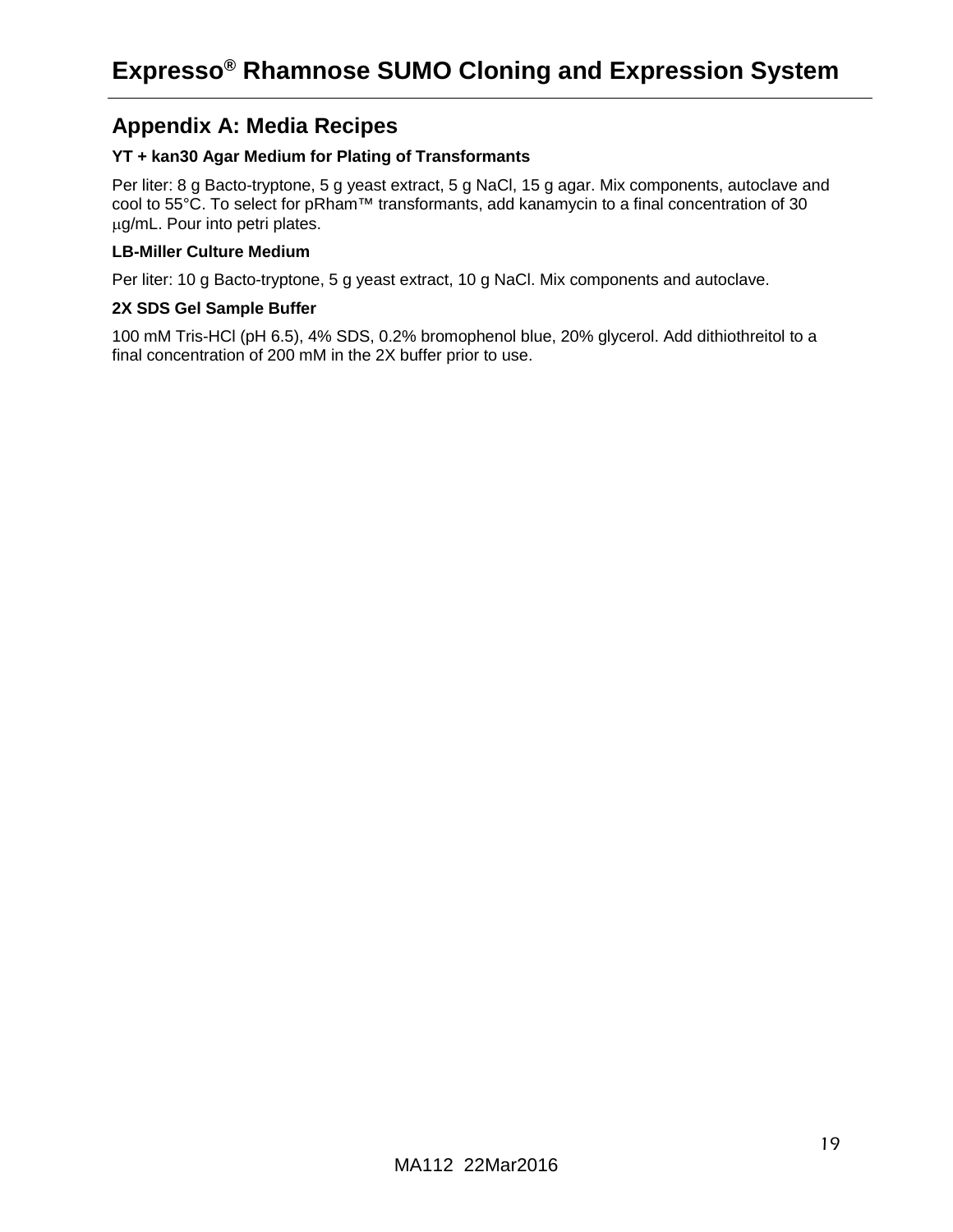## Appendix A: Media Recipes

### YT + kan30 Agar Medium for Plating of Transformants

Per liter: 8 g Bacto-tryptone, 5 g yeast extract, 5 g NaCl, 15 g agar. Mix components, autoclave and cool to 55°C. To select for pRham™ transformants, add kanamycin to a final concentration of 30 μg/mL. Pour into petri plates.

### LB-Miller Culture Medium

Per liter: 10 g Bacto-tryptone, 5 g yeast extract, 10 g NaCl. Mix components and autoclave.

### 2X SDS Gel Sample Buffer

100 mM Tris-HCl (pH 6.5), 4% SDS, 0.2% bromophenol blue, 20% glycerol. Add dithiothreitol to a final concentration of 200 mM in the 2X buffer prior to use.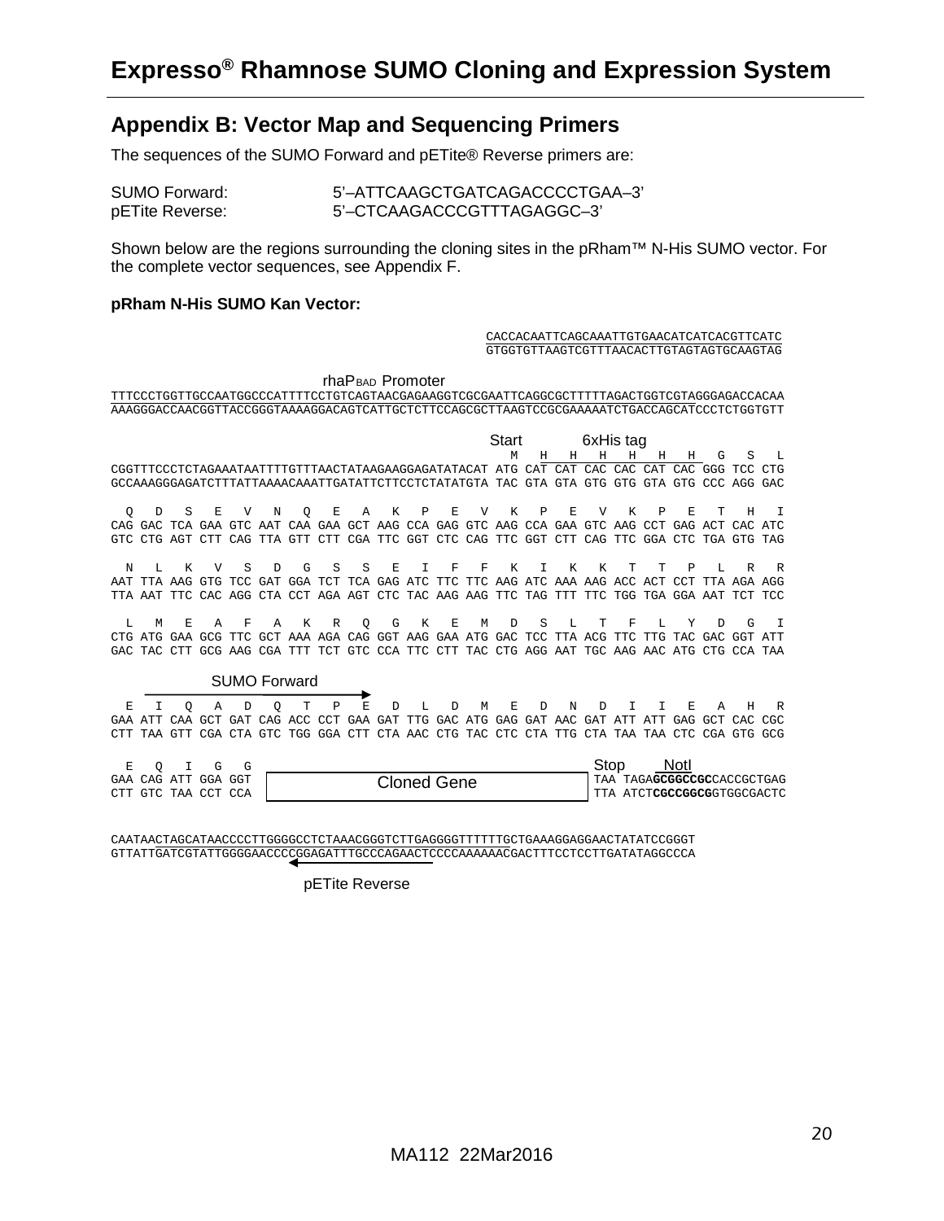# Expresso® Rhamnose SUMO Cloning and Expression System

## Appendix B: Vector Map and Sequencing Primers

The sequences of the SUMO Forward and pETite® Reverse primers are:

| | |
|---|---|
| SUMO Forward: | 5'–ATTCAAGCTGATCAGACCCCTGAA–3' |
| pETite Reverse: | 5'–CTCAAGACCCGTTTAGAGGC–3' |

Shown below are the regions surrounding the cloning sites in the pRham™ N-His SUMO vector. For the complete vector sequences, see Appendix F.

**pRham N-His SUMO Kan Vector:**

```
                                                            CACCACAATTCAGCAAATTGTGAACATCATCACGTTCATC
                                                            GTGGTGTTAAGTCGTTTAACACTTGTAGTAGTGCAAGTAG

                                 rhaPBAD Promoter
TTTCCCTGGTTGCCAATGGCCCATTTTCCTGTCAGTAACGAGAAGGTCGCGAATTCAGGCGCTTTTTAGACTGGTCGTAGGGAGACCACAA
AAAGGGACCAACGGTTACCGGGTAAAAGGACAGTCATTGCTCTTCCAGCGCTTAAGTCCGCGAAAAATCTGACCAGCATCCCTCTGGTGTT

                                                Start        6xHis tag
                                                 M   H   H   H   H   H   H   G   S   L
CGGTTTCCCTCTAGAAATAATTTTGTTTAACTATAAGAAGGAGATATACAT ATG CAT CAT CAC CAC CAT CAC GGG TCC CTG
GCCAAAGGGAGATCTTTATTAAAACAAATTGATATTCTTCCTCTATATGTA TAC GTA GTA GTG GTG GTA GTG CCC AGG GAC

 Q   D   S   E   V   N   Q   E   A   K   P   E   V   K   P   E   V   K   P   E   T   H   I
CAG GAC TCA GAA GTC AAT CAA GAA GCT AAG CCA GAG GTC AAG CCA GAA GTC AAG CCT GAG ACT CAC ATC
GTC CTG AGT CTT CAG TTA GTT CTT CGA TTC GGT CTC CAG TTC GGT CTT CAG TTC GGA CTC TGA GTG TAG

 N   L   K   V   S   D   G   S   S   E   I   F   F   K   I   K   K   T   T   P   L   R   R
AAT TTA AAG GTG TCC GAT GGA TCT TCA GAG ATC TTC TTC AAG ATC AAA AAG ACC ACT CCT TTA AGA AGG
TTA AAT TTC CAC AGG CTA CCT AGA AGT CTC TAG AAG AAG TTC TAG TTT TTC TGG TGA GGA AAT TCT TCC

 L   M   E   A   F   A   K   R   Q   G   K   E   M   D   S   L   T   F   L   Y   D   G   I
CTG ATG GAA GCG TTC GCT AAA AGA CAG GGT AAG GAA ATG GAC TCC TTA ACG TTC TTG TAC GAC GGT ATT
GAC TAC CTT CGC AAG CGA TTT TCT GTC CCA TTC CTT TAC CTG AGG AAT TGC AAG AAC ATG CTG CCA TAA

              SUMO Forward
     ------------------------------->
 E   I   Q   A   D   Q   T   P   E   D   L   D   M   E   D   N   D   I   I   E   A   H   R
GAA ATT CAA GCT GAT CAG ACC CCT GAA GAT TTG GAC ATG GAG GAT AAC GAT ATT ATT GAG GCT CAC CGC
CTT TAA GTT CGA CTA GTC TGG GGA CTT CTA AAC CTG TAC CTC CTA TTG CTA TAA TAA CTC CGA GTG GCG

 E   Q   I   G   G                                            Stop     NotI
GAA CAG ATT GGA GGT  [          Cloned Gene           ]  TAA TAGAGCGGCCGCCACCGCTGAG
CTT GTC TAA CCT CCA                                      TTA ATCTCGCCGGCGGTGGCGACTC

CAATAACTAGCATAACCCCTTGGGGCCTCTAAACGGGTCTTGAGGGGTTTTTTGCTGAAAGGAGGAACTATATCCGGGT
GTTATTGATCGTATTGGGGAACCCCGGAGATTTGCCCAGAACTCCCCAAAAAACGACTTTCCTCCTTGATATAGGCCCA
                           <------------------------
                             pETite Reverse
```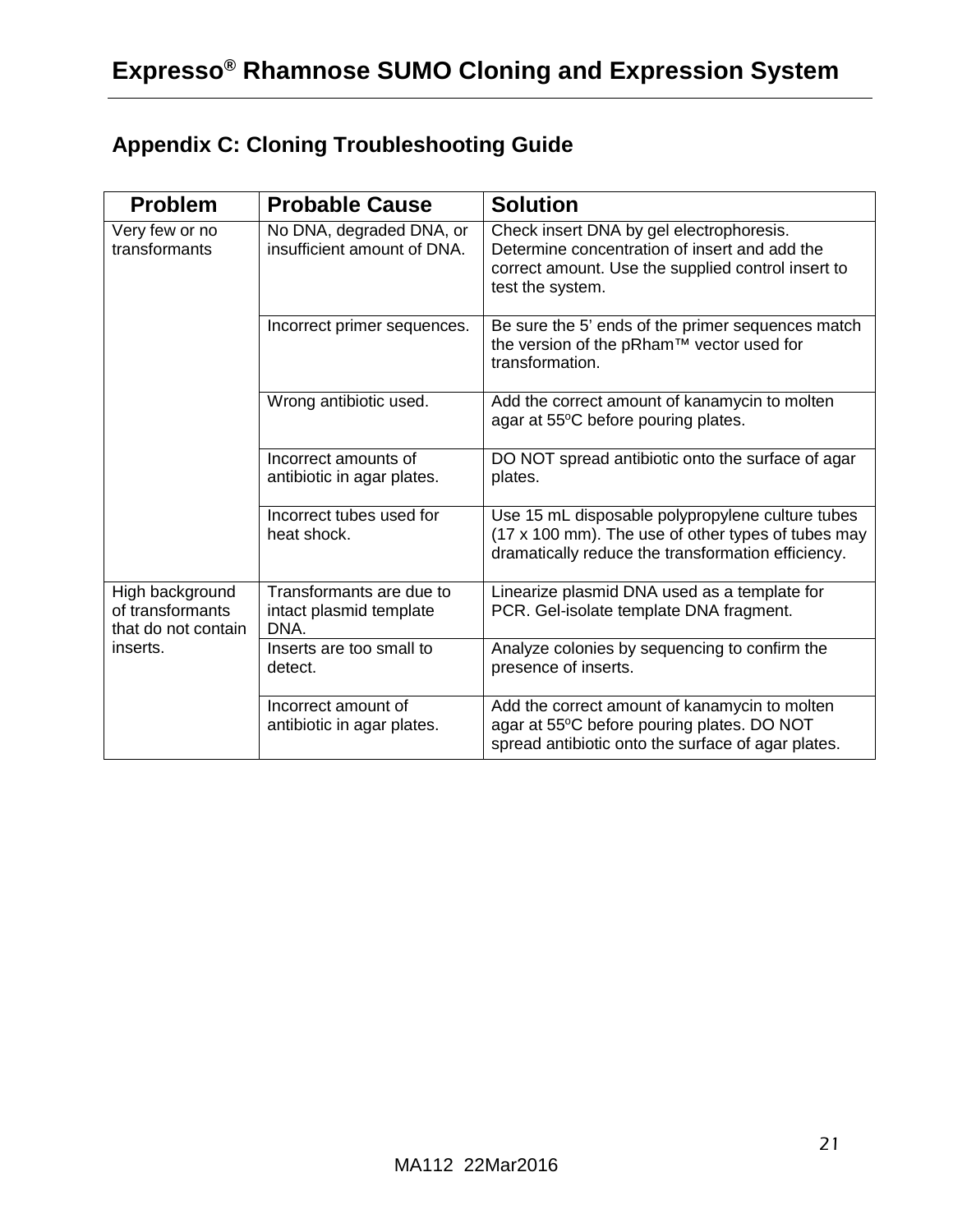## Appendix C: Cloning Troubleshooting Guide

| Problem | Probable Cause | Solution |
|---|---|---|
| Very few or no transformants | No DNA, degraded DNA, or insufficient amount of DNA. | Check insert DNA by gel electrophoresis. Determine concentration of insert and add the correct amount. Use the supplied control insert to test the system. |
| | Incorrect primer sequences. | Be sure the 5' ends of the primer sequences match the version of the pRham™ vector used for transformation. |
| | Wrong antibiotic used. | Add the correct amount of kanamycin to molten agar at 55ºC before pouring plates. |
| | Incorrect amounts of antibiotic in agar plates. | DO NOT spread antibiotic onto the surface of agar plates. |
| | Incorrect tubes used for heat shock. | Use 15 mL disposable polypropylene culture tubes (17 x 100 mm). The use of other types of tubes may dramatically reduce the transformation efficiency. |
| High background of transformants that do not contain inserts. | Transformants are due to intact plasmid template DNA. | Linearize plasmid DNA used as a template for PCR. Gel-isolate template DNA fragment. |
| | Inserts are too small to detect. | Analyze colonies by sequencing to confirm the presence of inserts. |
| | Incorrect amount of antibiotic in agar plates. | Add the correct amount of kanamycin to molten agar at 55ºC before pouring plates. DO NOT spread antibiotic onto the surface of agar plates. |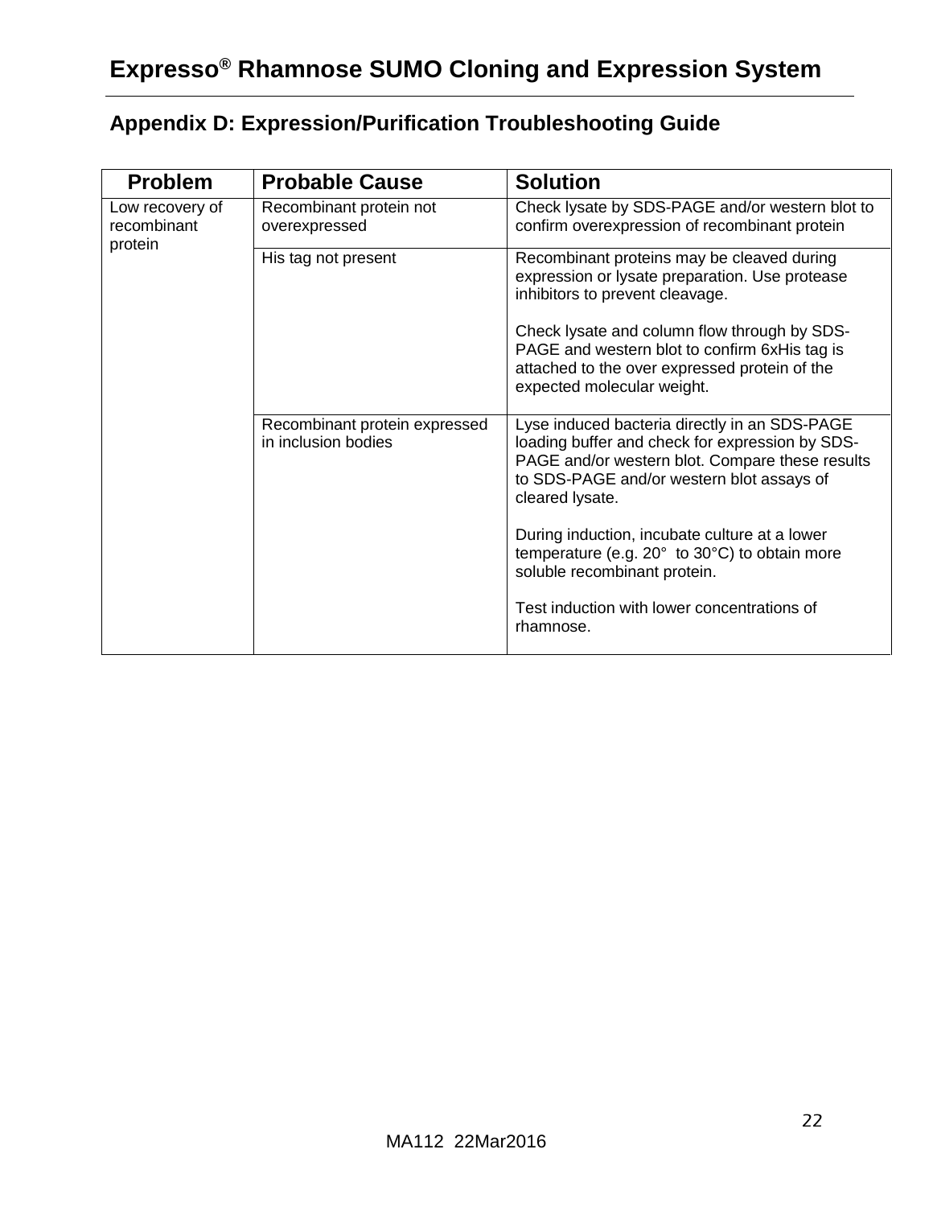## Appendix D: Expression/Purification Troubleshooting Guide

| Problem | Probable Cause | Solution |
|---|---|---|
| Low recovery of recombinant protein | Recombinant protein not overexpressed | Check lysate by SDS-PAGE and/or western blot to confirm overexpression of recombinant protein |
| | His tag not present | Recombinant proteins may be cleaved during expression or lysate preparation. Use protease inhibitors to prevent cleavage.<br><br>Check lysate and column flow through by SDS-PAGE and western blot to confirm 6xHis tag is attached to the over expressed protein of the expected molecular weight. |
| | Recombinant protein expressed in inclusion bodies | Lyse induced bacteria directly in an SDS-PAGE loading buffer and check for expression by SDS-PAGE and/or western blot. Compare these results to SDS-PAGE and/or western blot assays of cleared lysate.<br><br>During induction, incubate culture at a lower temperature (e.g. 20° to 30°C) to obtain more soluble recombinant protein.<br><br>Test induction with lower concentrations of rhamnose. |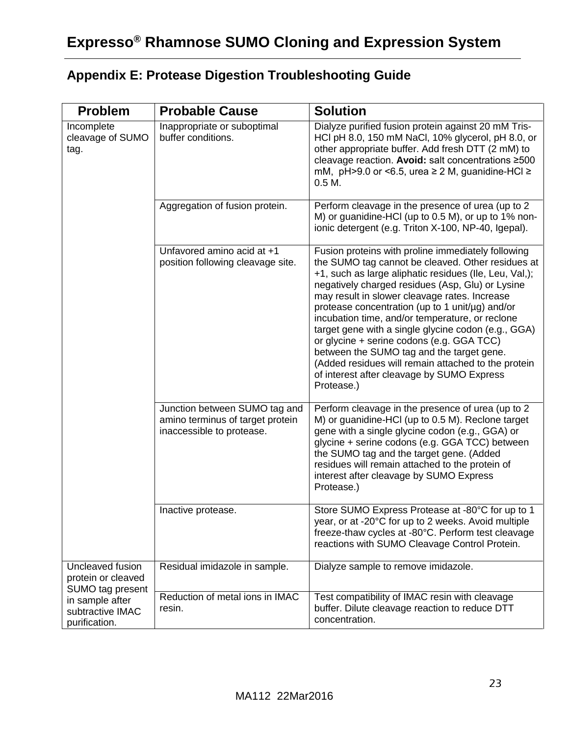## Appendix E: Protease Digestion Troubleshooting Guide

| Problem | Probable Cause | Solution |
| --- | --- | --- |
| Incomplete cleavage of SUMO tag. | Inappropriate or suboptimal buffer conditions. | Dialyze purified fusion protein against 20 mM Tris-HCl pH 8.0, 150 mM NaCl, 10% glycerol, pH 8.0, or other appropriate buffer. Add fresh DTT (2 mM) to cleavage reaction. **Avoid:** salt concentrations ≥500 mM, pH>9.0 or <6.5, urea ≥ 2 M, guanidine-HCl ≥ 0.5 M. |
| | Aggregation of fusion protein. | Perform cleavage in the presence of urea (up to 2 M) or guanidine-HCl (up to 0.5 M), or up to 1% non-ionic detergent (e.g. Triton X-100, NP-40, Igepal). |
| | Unfavored amino acid at +1 position following cleavage site. | Fusion proteins with proline immediately following the SUMO tag cannot be cleaved. Other residues at +1, such as large aliphatic residues (Ile, Leu, Val,); negatively charged residues (Asp, Glu) or Lysine may result in slower cleavage rates. Increase protease concentration (up to 1 unit/µg) and/or incubation time, and/or temperature, or reclone target gene with a single glycine codon (e.g., GGA) or glycine + serine codons (e.g. GGA TCC) between the SUMO tag and the target gene. (Added residues will remain attached to the protein of interest after cleavage by SUMO Express Protease.) |
| | Junction between SUMO tag and amino terminus of target protein inaccessible to protease. | Perform cleavage in the presence of urea (up to 2 M) or guanidine-HCl (up to 0.5 M). Reclone target gene with a single glycine codon (e.g., GGA) or glycine + serine codons (e.g. GGA TCC) between the SUMO tag and the target gene. (Added residues will remain attached to the protein of interest after cleavage by SUMO Express Protease.) |
| | Inactive protease. | Store SUMO Express Protease at -80°C for up to 1 year, or at -20°C for up to 2 weeks. Avoid multiple freeze-thaw cycles at -80°C. Perform test cleavage reactions with SUMO Cleavage Control Protein. |
| Uncleaved fusion protein or cleaved SUMO tag present in sample after subtractive IMAC purification. | Residual imidazole in sample. | Dialyze sample to remove imidazole. |
| | Reduction of metal ions in IMAC resin. | Test compatibility of IMAC resin with cleavage buffer. Dilute cleavage reaction to reduce DTT concentration. |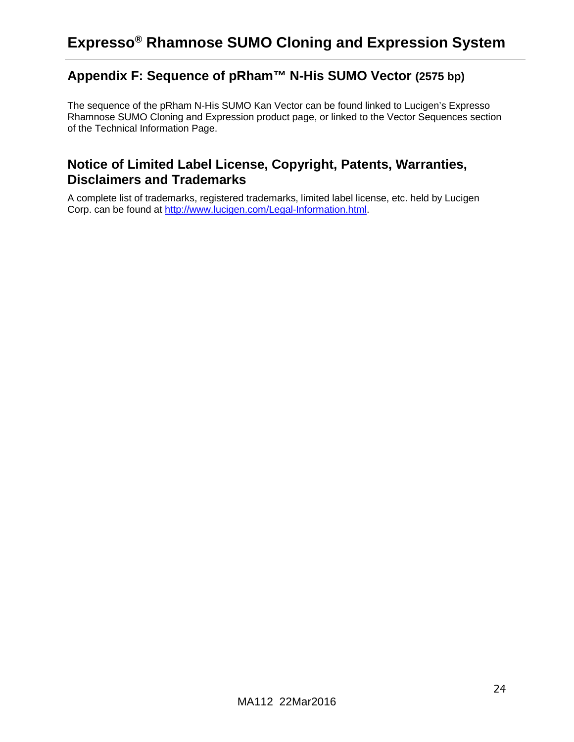## Appendix F: Sequence of pRham™ N-His SUMO Vector (2575 bp)

The sequence of the pRham N-His SUMO Kan Vector can be found linked to Lucigen's Expresso Rhamnose SUMO Cloning and Expression product page, or linked to the Vector Sequences section of the Technical Information Page.

## Notice of Limited Label License, Copyright, Patents, Warranties, Disclaimers and Trademarks

A complete list of trademarks, registered trademarks, limited label license, etc. held by Lucigen Corp. can be found at http://www.lucigen.com/Legal-Information.html.